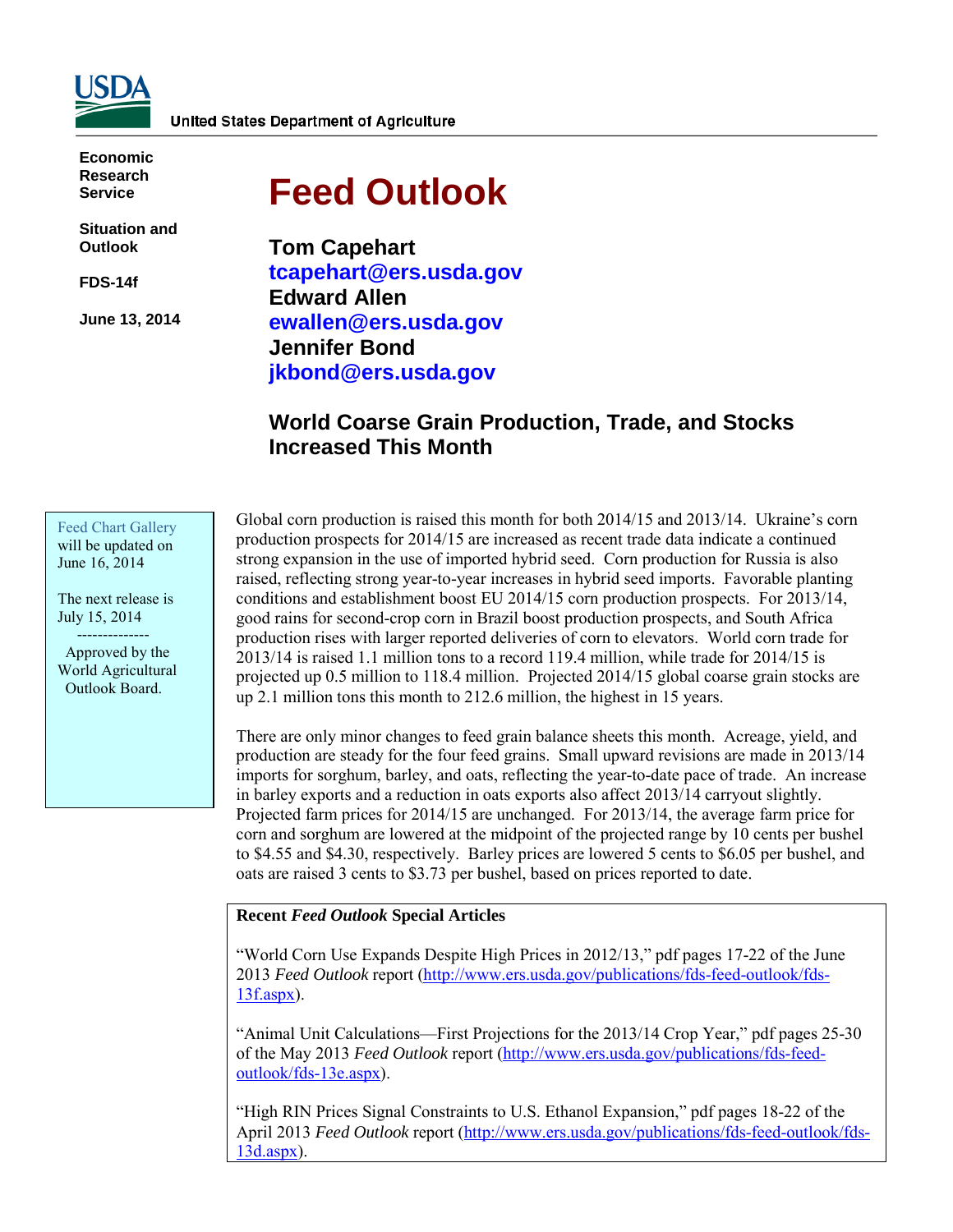United States Department of Agriculture

Economic Research Service

Situation and Outlook

FDS-14f

June 13, 2014

# Feed Outlook

**Tom Capehart**
**tcapehart@ers.usda.gov**
**Edward Allen**
**ewallen@ers.usda.gov**
**Jennifer Bond**
**jkbond@ers.usda.gov**

## World Coarse Grain Production, Trade, and Stocks Increased This Month

Feed Chart Gallery will be updated on June 16, 2014

The next release is July 15, 2014

--------------

Approved by the World Agricultural Outlook Board.

Global corn production is raised this month for both 2014/15 and 2013/14. Ukraine's corn production prospects for 2014/15 are increased as recent trade data indicate a continued strong expansion in the use of imported hybrid seed. Corn production for Russia is also raised, reflecting strong year-to-year increases in hybrid seed imports. Favorable planting conditions and establishment boost EU 2014/15 corn production prospects. For 2013/14, good rains for second-crop corn in Brazil boost production prospects, and South Africa production rises with larger reported deliveries of corn to elevators. World corn trade for 2013/14 is raised 1.1 million tons to a record 119.4 million, while trade for 2014/15 is projected up 0.5 million to 118.4 million. Projected 2014/15 global coarse grain stocks are up 2.1 million tons this month to 212.6 million, the highest in 15 years.

There are only minor changes to feed grain balance sheets this month. Acreage, yield, and production are steady for the four feed grains. Small upward revisions are made in 2013/14 imports for sorghum, barley, and oats, reflecting the year-to-date pace of trade. An increase in barley exports and a reduction in oats exports also affect 2013/14 carryout slightly. Projected farm prices for 2014/15 are unchanged. For 2013/14, the average farm price for corn and sorghum are lowered at the midpoint of the projected range by 10 cents per bushel to $4.55 and $4.30, respectively. Barley prices are lowered 5 cents to $6.05 per bushel, and oats are raised 3 cents to $3.73 per bushel, based on prices reported to date.

**Recent *Feed Outlook* Special Articles**

"World Corn Use Expands Despite High Prices in 2012/13," pdf pages 17-22 of the June 2013 *Feed Outlook* report (http://www.ers.usda.gov/publications/fds-feed-outlook/fds-13f.aspx).

"Animal Unit Calculations—First Projections for the 2013/14 Crop Year," pdf pages 25-30 of the May 2013 *Feed Outlook* report (http://www.ers.usda.gov/publications/fds-feed-outlook/fds-13e.aspx).

"High RIN Prices Signal Constraints to U.S. Ethanol Expansion," pdf pages 18-22 of the April 2013 *Feed Outlook* report (http://www.ers.usda.gov/publications/fds-feed-outlook/fds-13d.aspx).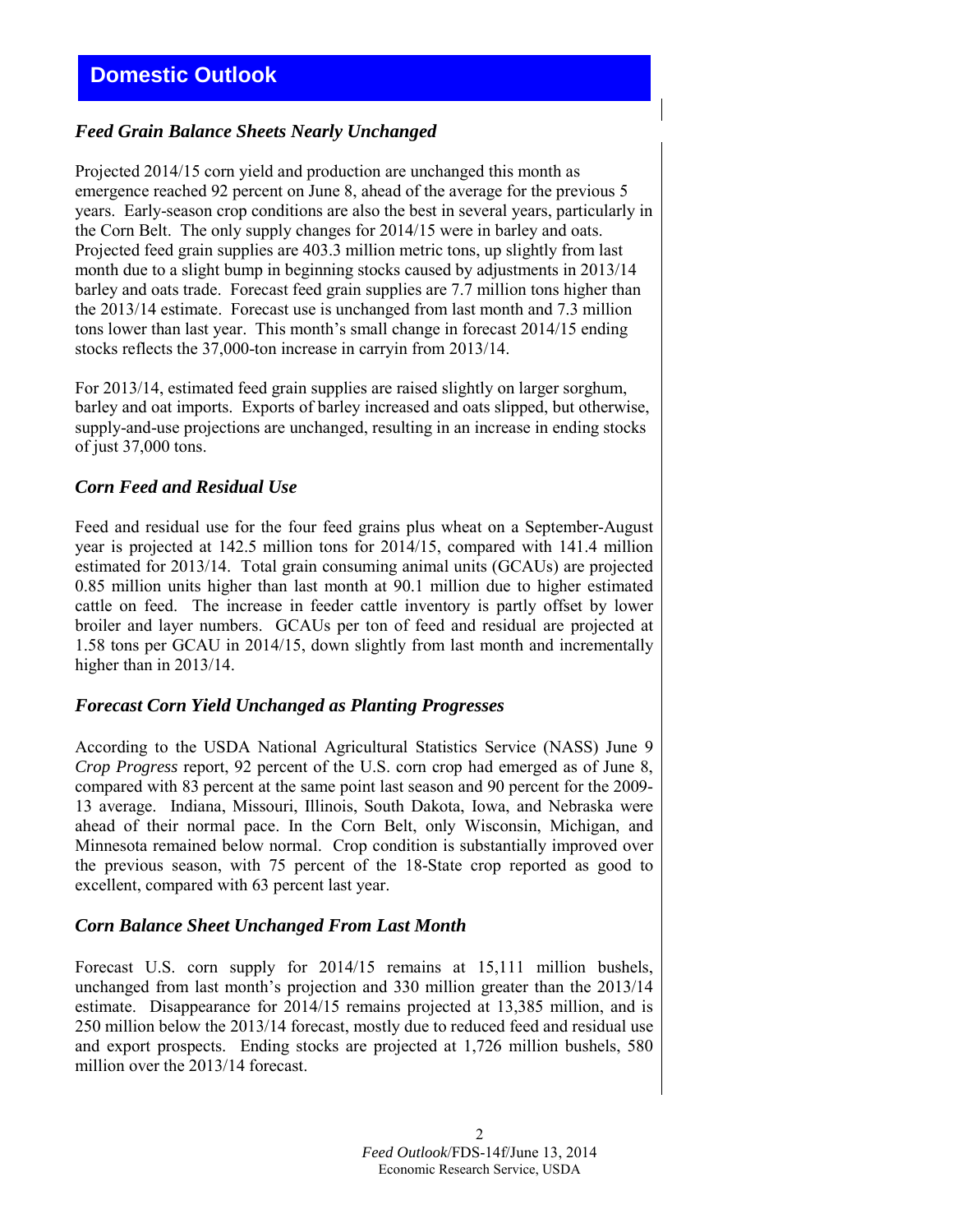## Domestic Outlook

### *Feed Grain Balance Sheets Nearly Unchanged*

Projected 2014/15 corn yield and production are unchanged this month as emergence reached 92 percent on June 8, ahead of the average for the previous 5 years. Early-season crop conditions are also the best in several years, particularly in the Corn Belt. The only supply changes for 2014/15 were in barley and oats. Projected feed grain supplies are 403.3 million metric tons, up slightly from last month due to a slight bump in beginning stocks caused by adjustments in 2013/14 barley and oats trade. Forecast feed grain supplies are 7.7 million tons higher than the 2013/14 estimate. Forecast use is unchanged from last month and 7.3 million tons lower than last year. This month's small change in forecast 2014/15 ending stocks reflects the 37,000-ton increase in carryin from 2013/14.

For 2013/14, estimated feed grain supplies are raised slightly on larger sorghum, barley and oat imports. Exports of barley increased and oats slipped, but otherwise, supply-and-use projections are unchanged, resulting in an increase in ending stocks of just 37,000 tons.

### *Corn Feed and Residual Use*

Feed and residual use for the four feed grains plus wheat on a September-August year is projected at 142.5 million tons for 2014/15, compared with 141.4 million estimated for 2013/14. Total grain consuming animal units (GCAUs) are projected 0.85 million units higher than last month at 90.1 million due to higher estimated cattle on feed. The increase in feeder cattle inventory is partly offset by lower broiler and layer numbers. GCAUs per ton of feed and residual are projected at 1.58 tons per GCAU in 2014/15, down slightly from last month and incrementally higher than in 2013/14.

### *Forecast Corn Yield Unchanged as Planting Progresses*

According to the USDA National Agricultural Statistics Service (NASS) June 9 *Crop Progress* report, 92 percent of the U.S. corn crop had emerged as of June 8, compared with 83 percent at the same point last season and 90 percent for the 2009-13 average. Indiana, Missouri, Illinois, South Dakota, Iowa, and Nebraska were ahead of their normal pace. In the Corn Belt, only Wisconsin, Michigan, and Minnesota remained below normal. Crop condition is substantially improved over the previous season, with 75 percent of the 18-State crop reported as good to excellent, compared with 63 percent last year.

### *Corn Balance Sheet Unchanged From Last Month*

Forecast U.S. corn supply for 2014/15 remains at 15,111 million bushels, unchanged from last month's projection and 330 million greater than the 2013/14 estimate. Disappearance for 2014/15 remains projected at 13,385 million, and is 250 million below the 2013/14 forecast, mostly due to reduced feed and residual use and export prospects. Ending stocks are projected at 1,726 million bushels, 580 million over the 2013/14 forecast.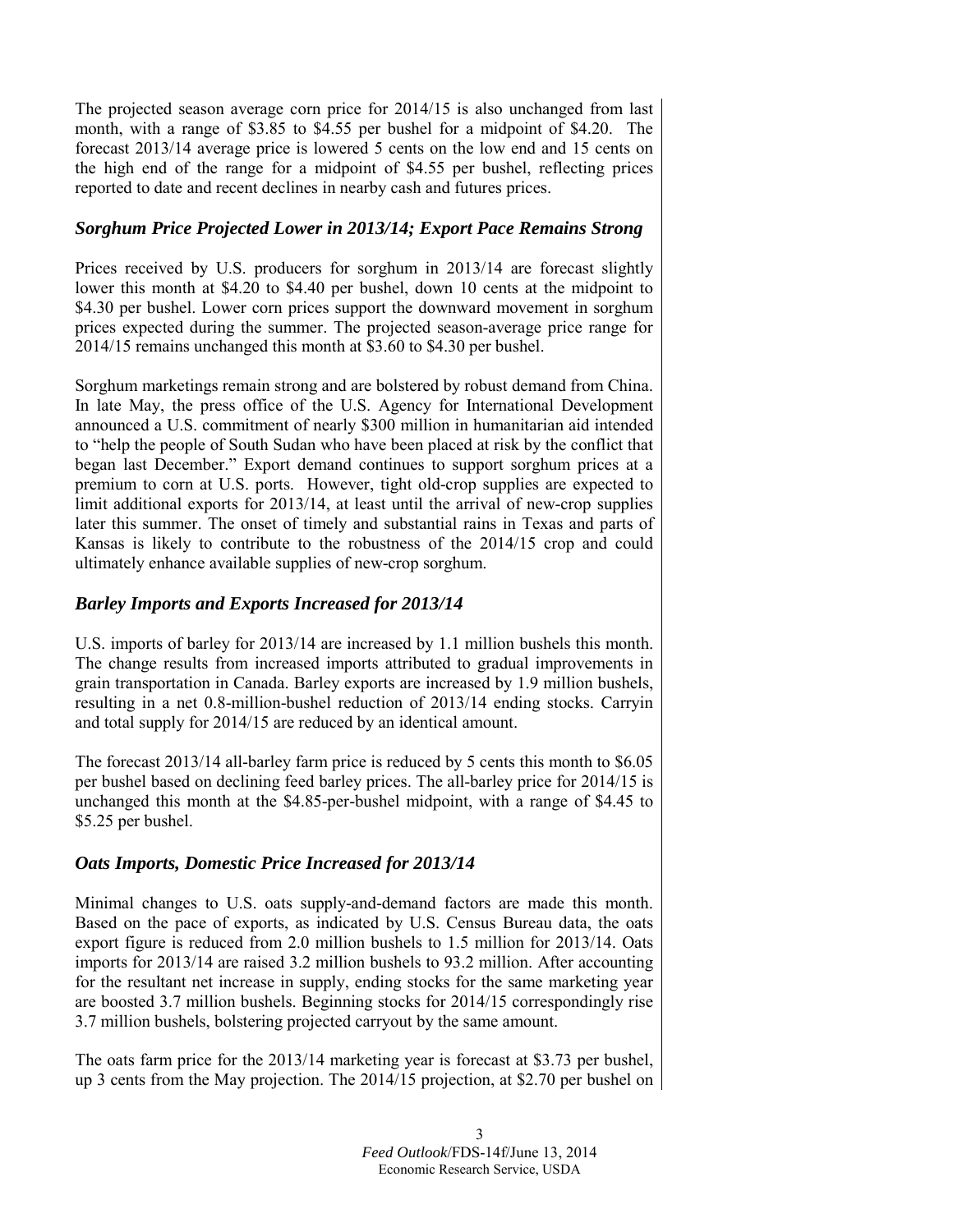The projected season average corn price for 2014/15 is also unchanged from last month, with a range of $3.85 to $4.55 per bushel for a midpoint of $4.20. The forecast 2013/14 average price is lowered 5 cents on the low end and 15 cents on the high end of the range for a midpoint of $4.55 per bushel, reflecting prices reported to date and recent declines in nearby cash and futures prices.

### *Sorghum Price Projected Lower in 2013/14; Export Pace Remains Strong*

Prices received by U.S. producers for sorghum in 2013/14 are forecast slightly lower this month at $4.20 to $4.40 per bushel, down 10 cents at the midpoint to $4.30 per bushel. Lower corn prices support the downward movement in sorghum prices expected during the summer. The projected season-average price range for 2014/15 remains unchanged this month at $3.60 to $4.30 per bushel.

Sorghum marketings remain strong and are bolstered by robust demand from China. In late May, the press office of the U.S. Agency for International Development announced a U.S. commitment of nearly $300 million in humanitarian aid intended to "help the people of South Sudan who have been placed at risk by the conflict that began last December." Export demand continues to support sorghum prices at a premium to corn at U.S. ports. However, tight old-crop supplies are expected to limit additional exports for 2013/14, at least until the arrival of new-crop supplies later this summer. The onset of timely and substantial rains in Texas and parts of Kansas is likely to contribute to the robustness of the 2014/15 crop and could ultimately enhance available supplies of new-crop sorghum.

### *Barley Imports and Exports Increased for 2013/14*

U.S. imports of barley for 2013/14 are increased by 1.1 million bushels this month. The change results from increased imports attributed to gradual improvements in grain transportation in Canada. Barley exports are increased by 1.9 million bushels, resulting in a net 0.8-million-bushel reduction of 2013/14 ending stocks. Carryin and total supply for 2014/15 are reduced by an identical amount.

The forecast 2013/14 all-barley farm price is reduced by 5 cents this month to $6.05 per bushel based on declining feed barley prices. The all-barley price for 2014/15 is unchanged this month at the $4.85-per-bushel midpoint, with a range of $4.45 to $5.25 per bushel.

### *Oats Imports, Domestic Price Increased for 2013/14*

Minimal changes to U.S. oats supply-and-demand factors are made this month. Based on the pace of exports, as indicated by U.S. Census Bureau data, the oats export figure is reduced from 2.0 million bushels to 1.5 million for 2013/14. Oats imports for 2013/14 are raised 3.2 million bushels to 93.2 million. After accounting for the resultant net increase in supply, ending stocks for the same marketing year are boosted 3.7 million bushels. Beginning stocks for 2014/15 correspondingly rise 3.7 million bushels, bolstering projected carryout by the same amount.

The oats farm price for the 2013/14 marketing year is forecast at $3.73 per bushel, up 3 cents from the May projection. The 2014/15 projection, at $2.70 per bushel on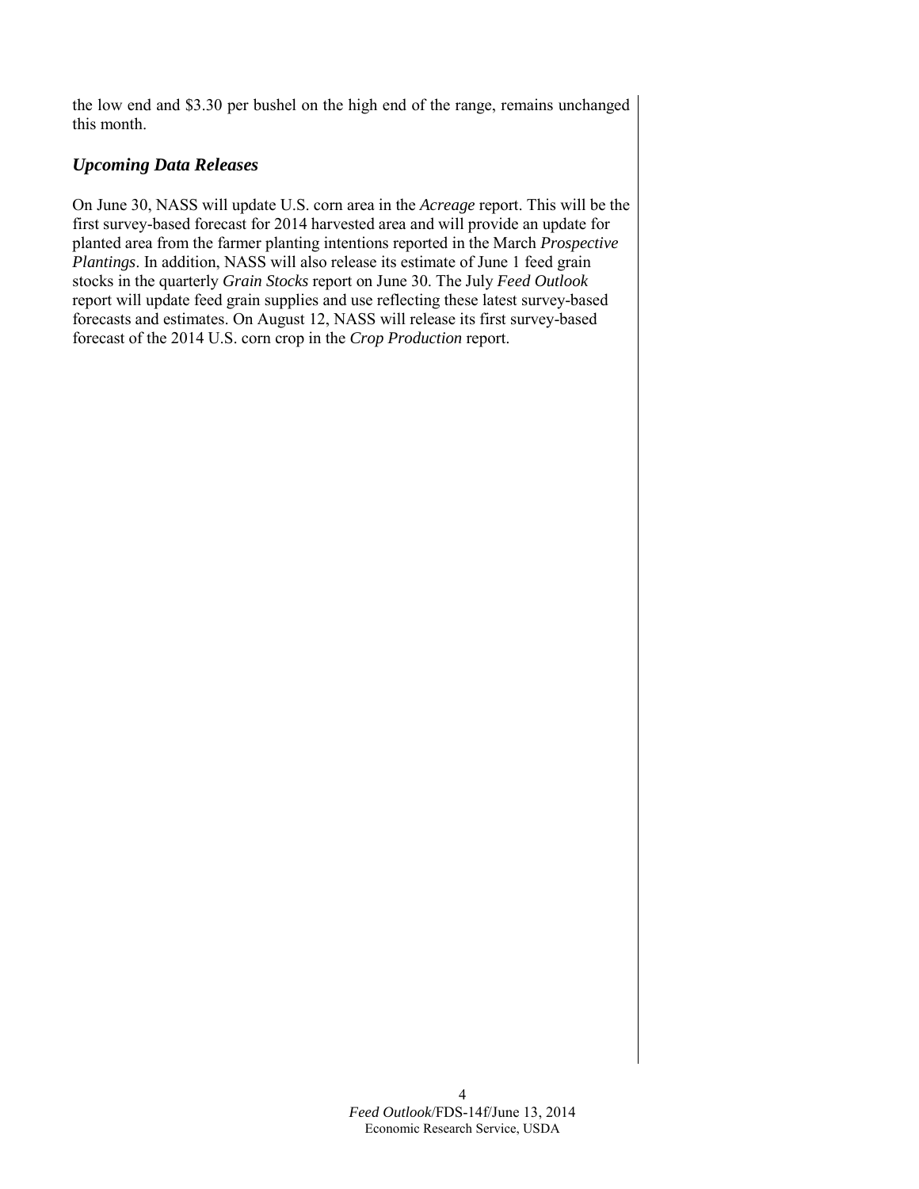the low end and $3.30 per bushel on the high end of the range, remains unchanged this month.

### *Upcoming Data Releases*

On June 30, NASS will update U.S. corn area in the *Acreage* report. This will be the first survey-based forecast for 2014 harvested area and will provide an update for planted area from the farmer planting intentions reported in the March *Prospective Plantings*. In addition, NASS will also release its estimate of June 1 feed grain stocks in the quarterly *Grain Stocks* report on June 30. The July *Feed Outlook* report will update feed grain supplies and use reflecting these latest survey-based forecasts and estimates. On August 12, NASS will release its first survey-based forecast of the 2014 U.S. corn crop in the *Crop Production* report.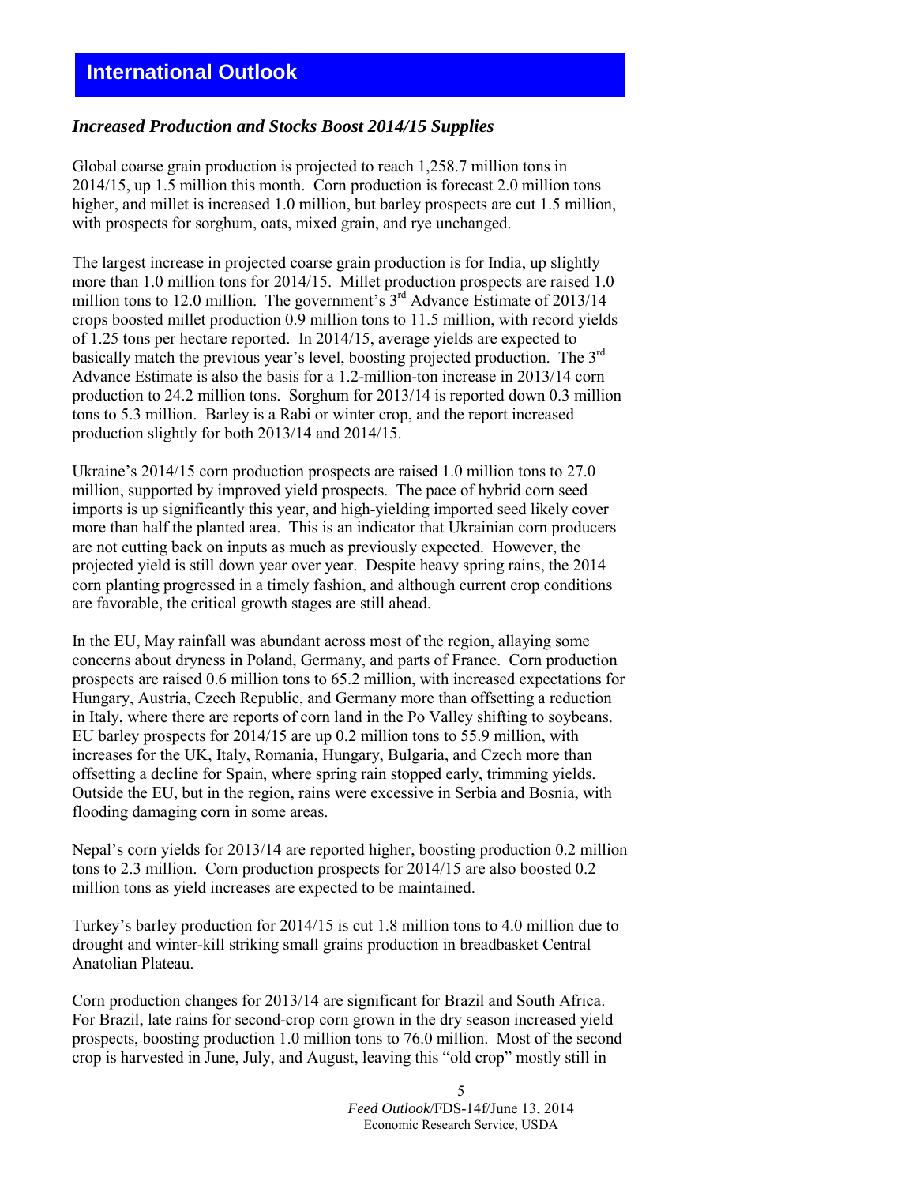## International Outlook

### *Increased Production and Stocks Boost 2014/15 Supplies*

Global coarse grain production is projected to reach 1,258.7 million tons in 2014/15, up 1.5 million this month. Corn production is forecast 2.0 million tons higher, and millet is increased 1.0 million, but barley prospects are cut 1.5 million, with prospects for sorghum, oats, mixed grain, and rye unchanged.

The largest increase in projected coarse grain production is for India, up slightly more than 1.0 million tons for 2014/15. Millet production prospects are raised 1.0 million tons to 12.0 million. The government's 3rd Advance Estimate of 2013/14 crops boosted millet production 0.9 million tons to 11.5 million, with record yields of 1.25 tons per hectare reported. In 2014/15, average yields are expected to basically match the previous year's level, boosting projected production. The 3rd Advance Estimate is also the basis for a 1.2-million-ton increase in 2013/14 corn production to 24.2 million tons. Sorghum for 2013/14 is reported down 0.3 million tons to 5.3 million. Barley is a Rabi or winter crop, and the report increased production slightly for both 2013/14 and 2014/15.

Ukraine's 2014/15 corn production prospects are raised 1.0 million tons to 27.0 million, supported by improved yield prospects. The pace of hybrid corn seed imports is up significantly this year, and high-yielding imported seed likely cover more than half the planted area. This is an indicator that Ukrainian corn producers are not cutting back on inputs as much as previously expected. However, the projected yield is still down year over year. Despite heavy spring rains, the 2014 corn planting progressed in a timely fashion, and although current crop conditions are favorable, the critical growth stages are still ahead.

In the EU, May rainfall was abundant across most of the region, allaying some concerns about dryness in Poland, Germany, and parts of France. Corn production prospects are raised 0.6 million tons to 65.2 million, with increased expectations for Hungary, Austria, Czech Republic, and Germany more than offsetting a reduction in Italy, where there are reports of corn land in the Po Valley shifting to soybeans. EU barley prospects for 2014/15 are up 0.2 million tons to 55.9 million, with increases for the UK, Italy, Romania, Hungary, Bulgaria, and Czech more than offsetting a decline for Spain, where spring rain stopped early, trimming yields. Outside the EU, but in the region, rains were excessive in Serbia and Bosnia, with flooding damaging corn in some areas.

Nepal's corn yields for 2013/14 are reported higher, boosting production 0.2 million tons to 2.3 million. Corn production prospects for 2014/15 are also boosted 0.2 million tons as yield increases are expected to be maintained.

Turkey's barley production for 2014/15 is cut 1.8 million tons to 4.0 million due to drought and winter-kill striking small grains production in breadbasket Central Anatolian Plateau.

Corn production changes for 2013/14 are significant for Brazil and South Africa. For Brazil, late rains for second-crop corn grown in the dry season increased yield prospects, boosting production 1.0 million tons to 76.0 million. Most of the second crop is harvested in June, July, and August, leaving this "old crop" mostly still in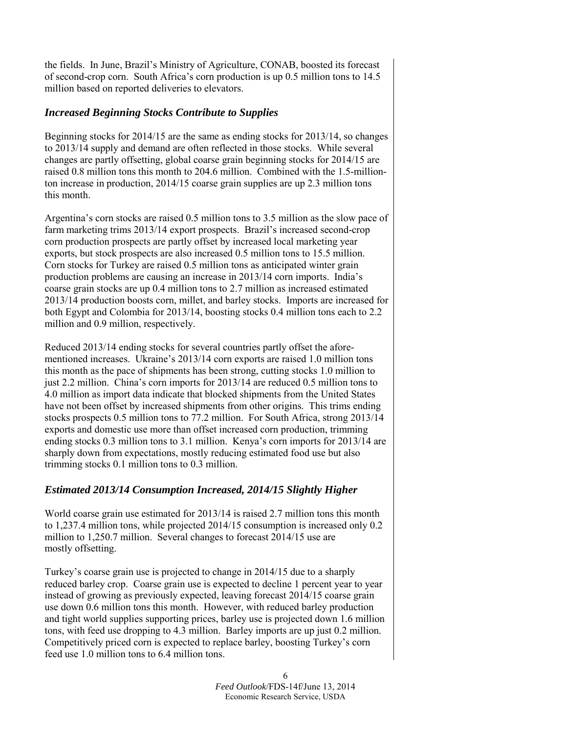the fields. In June, Brazil's Ministry of Agriculture, CONAB, boosted its forecast of second-crop corn. South Africa's corn production is up 0.5 million tons to 14.5 million based on reported deliveries to elevators.

### *Increased Beginning Stocks Contribute to Supplies*

Beginning stocks for 2014/15 are the same as ending stocks for 2013/14, so changes to 2013/14 supply and demand are often reflected in those stocks. While several changes are partly offsetting, global coarse grain beginning stocks for 2014/15 are raised 0.8 million tons this month to 204.6 million. Combined with the 1.5-million-ton increase in production, 2014/15 coarse grain supplies are up 2.3 million tons this month.

Argentina's corn stocks are raised 0.5 million tons to 3.5 million as the slow pace of farm marketing trims 2013/14 export prospects. Brazil's increased second-crop corn production prospects are partly offset by increased local marketing year exports, but stock prospects are also increased 0.5 million tons to 15.5 million. Corn stocks for Turkey are raised 0.5 million tons as anticipated winter grain production problems are causing an increase in 2013/14 corn imports. India's coarse grain stocks are up 0.4 million tons to 2.7 million as increased estimated 2013/14 production boosts corn, millet, and barley stocks. Imports are increased for both Egypt and Colombia for 2013/14, boosting stocks 0.4 million tons each to 2.2 million and 0.9 million, respectively.

Reduced 2013/14 ending stocks for several countries partly offset the aforementioned increases. Ukraine's 2013/14 corn exports are raised 1.0 million tons this month as the pace of shipments has been strong, cutting stocks 1.0 million to just 2.2 million. China's corn imports for 2013/14 are reduced 0.5 million tons to 4.0 million as import data indicate that blocked shipments from the United States have not been offset by increased shipments from other origins. This trims ending stocks prospects 0.5 million tons to 77.2 million. For South Africa, strong 2013/14 exports and domestic use more than offset increased corn production, trimming ending stocks 0.3 million tons to 3.1 million. Kenya's corn imports for 2013/14 are sharply down from expectations, mostly reducing estimated food use but also trimming stocks 0.1 million tons to 0.3 million.

### *Estimated 2013/14 Consumption Increased, 2014/15 Slightly Higher*

World coarse grain use estimated for 2013/14 is raised 2.7 million tons this month to 1,237.4 million tons, while projected 2014/15 consumption is increased only 0.2 million to 1,250.7 million. Several changes to forecast 2014/15 use are mostly offsetting.

Turkey's coarse grain use is projected to change in 2014/15 due to a sharply reduced barley crop. Coarse grain use is expected to decline 1 percent year to year instead of growing as previously expected, leaving forecast 2014/15 coarse grain use down 0.6 million tons this month. However, with reduced barley production and tight world supplies supporting prices, barley use is projected down 1.6 million tons, with feed use dropping to 4.3 million. Barley imports are up just 0.2 million. Competitively priced corn is expected to replace barley, boosting Turkey's corn feed use 1.0 million tons to 6.4 million tons.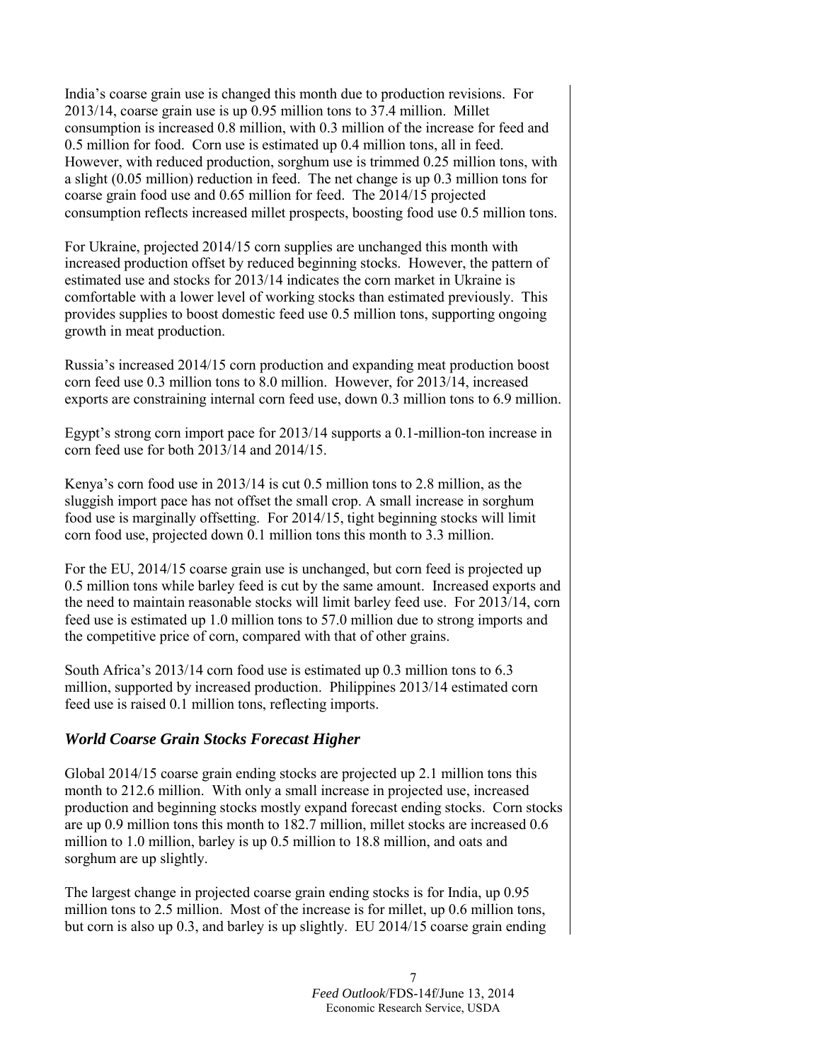India's coarse grain use is changed this month due to production revisions. For 2013/14, coarse grain use is up 0.95 million tons to 37.4 million. Millet consumption is increased 0.8 million, with 0.3 million of the increase for feed and 0.5 million for food. Corn use is estimated up 0.4 million tons, all in feed. However, with reduced production, sorghum use is trimmed 0.25 million tons, with a slight (0.05 million) reduction in feed. The net change is up 0.3 million tons for coarse grain food use and 0.65 million for feed. The 2014/15 projected consumption reflects increased millet prospects, boosting food use 0.5 million tons.

For Ukraine, projected 2014/15 corn supplies are unchanged this month with increased production offset by reduced beginning stocks. However, the pattern of estimated use and stocks for 2013/14 indicates the corn market in Ukraine is comfortable with a lower level of working stocks than estimated previously. This provides supplies to boost domestic feed use 0.5 million tons, supporting ongoing growth in meat production.

Russia's increased 2014/15 corn production and expanding meat production boost corn feed use 0.3 million tons to 8.0 million. However, for 2013/14, increased exports are constraining internal corn feed use, down 0.3 million tons to 6.9 million.

Egypt's strong corn import pace for 2013/14 supports a 0.1-million-ton increase in corn feed use for both 2013/14 and 2014/15.

Kenya's corn food use in 2013/14 is cut 0.5 million tons to 2.8 million, as the sluggish import pace has not offset the small crop. A small increase in sorghum food use is marginally offsetting. For 2014/15, tight beginning stocks will limit corn food use, projected down 0.1 million tons this month to 3.3 million.

For the EU, 2014/15 coarse grain use is unchanged, but corn feed is projected up 0.5 million tons while barley feed is cut by the same amount. Increased exports and the need to maintain reasonable stocks will limit barley feed use. For 2013/14, corn feed use is estimated up 1.0 million tons to 57.0 million due to strong imports and the competitive price of corn, compared with that of other grains.

South Africa's 2013/14 corn food use is estimated up 0.3 million tons to 6.3 million, supported by increased production. Philippines 2013/14 estimated corn feed use is raised 0.1 million tons, reflecting imports.

### *World Coarse Grain Stocks Forecast Higher*

Global 2014/15 coarse grain ending stocks are projected up 2.1 million tons this month to 212.6 million. With only a small increase in projected use, increased production and beginning stocks mostly expand forecast ending stocks. Corn stocks are up 0.9 million tons this month to 182.7 million, millet stocks are increased 0.6 million to 1.0 million, barley is up 0.5 million to 18.8 million, and oats and sorghum are up slightly.

The largest change in projected coarse grain ending stocks is for India, up 0.95 million tons to 2.5 million. Most of the increase is for millet, up 0.6 million tons, but corn is also up 0.3, and barley is up slightly. EU 2014/15 coarse grain ending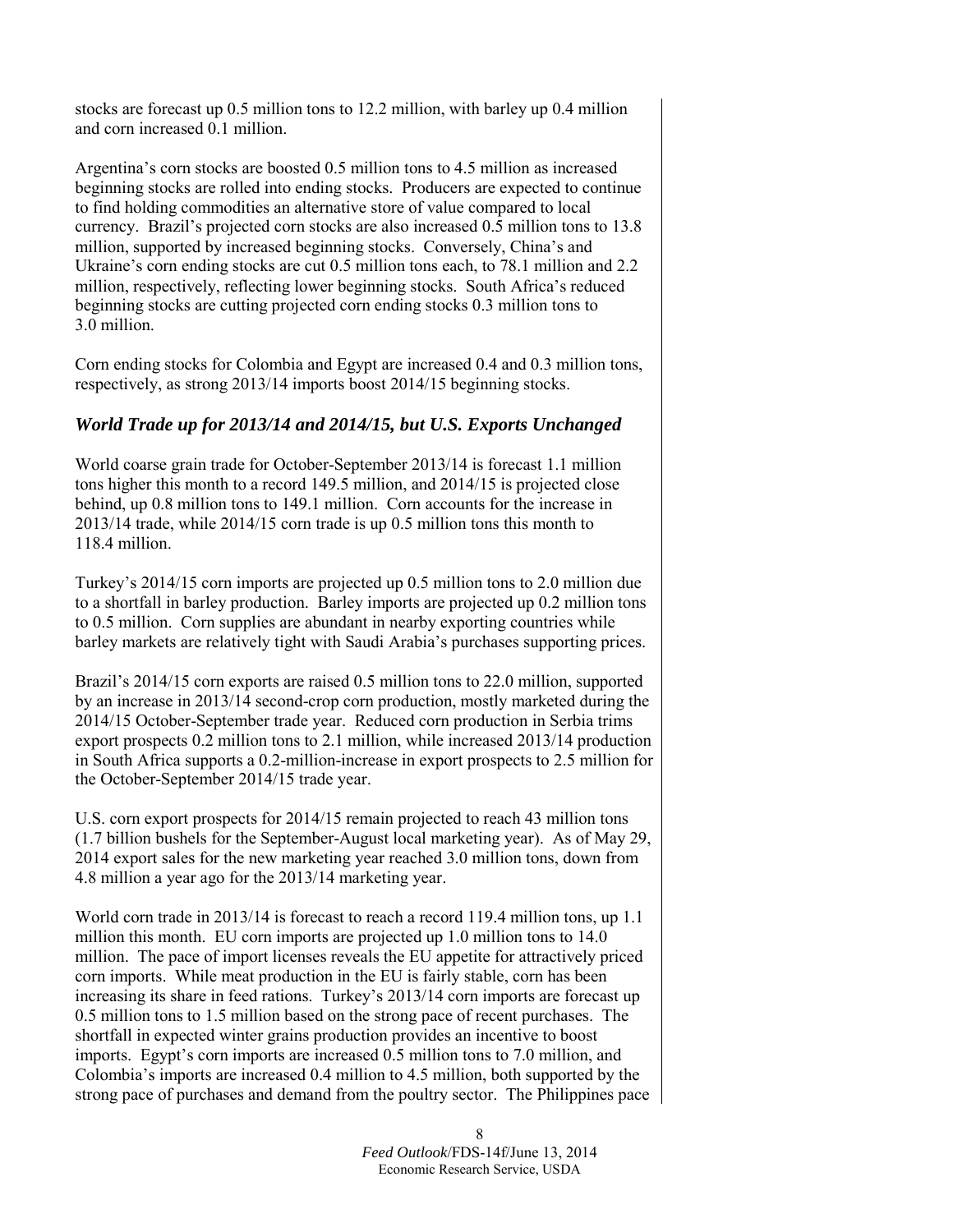stocks are forecast up 0.5 million tons to 12.2 million, with barley up 0.4 million and corn increased 0.1 million.

Argentina's corn stocks are boosted 0.5 million tons to 4.5 million as increased beginning stocks are rolled into ending stocks. Producers are expected to continue to find holding commodities an alternative store of value compared to local currency. Brazil's projected corn stocks are also increased 0.5 million tons to 13.8 million, supported by increased beginning stocks. Conversely, China's and Ukraine's corn ending stocks are cut 0.5 million tons each, to 78.1 million and 2.2 million, respectively, reflecting lower beginning stocks. South Africa's reduced beginning stocks are cutting projected corn ending stocks 0.3 million tons to 3.0 million.

Corn ending stocks for Colombia and Egypt are increased 0.4 and 0.3 million tons, respectively, as strong 2013/14 imports boost 2014/15 beginning stocks.

### *World Trade up for 2013/14 and 2014/15, but U.S. Exports Unchanged*

World coarse grain trade for October-September 2013/14 is forecast 1.1 million tons higher this month to a record 149.5 million, and 2014/15 is projected close behind, up 0.8 million tons to 149.1 million. Corn accounts for the increase in 2013/14 trade, while 2014/15 corn trade is up 0.5 million tons this month to 118.4 million.

Turkey's 2014/15 corn imports are projected up 0.5 million tons to 2.0 million due to a shortfall in barley production. Barley imports are projected up 0.2 million tons to 0.5 million. Corn supplies are abundant in nearby exporting countries while barley markets are relatively tight with Saudi Arabia's purchases supporting prices.

Brazil's 2014/15 corn exports are raised 0.5 million tons to 22.0 million, supported by an increase in 2013/14 second-crop corn production, mostly marketed during the 2014/15 October-September trade year. Reduced corn production in Serbia trims export prospects 0.2 million tons to 2.1 million, while increased 2013/14 production in South Africa supports a 0.2-million-increase in export prospects to 2.5 million for the October-September 2014/15 trade year.

U.S. corn export prospects for 2014/15 remain projected to reach 43 million tons (1.7 billion bushels for the September-August local marketing year). As of May 29, 2014 export sales for the new marketing year reached 3.0 million tons, down from 4.8 million a year ago for the 2013/14 marketing year.

World corn trade in 2013/14 is forecast to reach a record 119.4 million tons, up 1.1 million this month. EU corn imports are projected up 1.0 million tons to 14.0 million. The pace of import licenses reveals the EU appetite for attractively priced corn imports. While meat production in the EU is fairly stable, corn has been increasing its share in feed rations. Turkey's 2013/14 corn imports are forecast up 0.5 million tons to 1.5 million based on the strong pace of recent purchases. The shortfall in expected winter grains production provides an incentive to boost imports. Egypt's corn imports are increased 0.5 million tons to 7.0 million, and Colombia's imports are increased 0.4 million to 4.5 million, both supported by the strong pace of purchases and demand from the poultry sector. The Philippines pace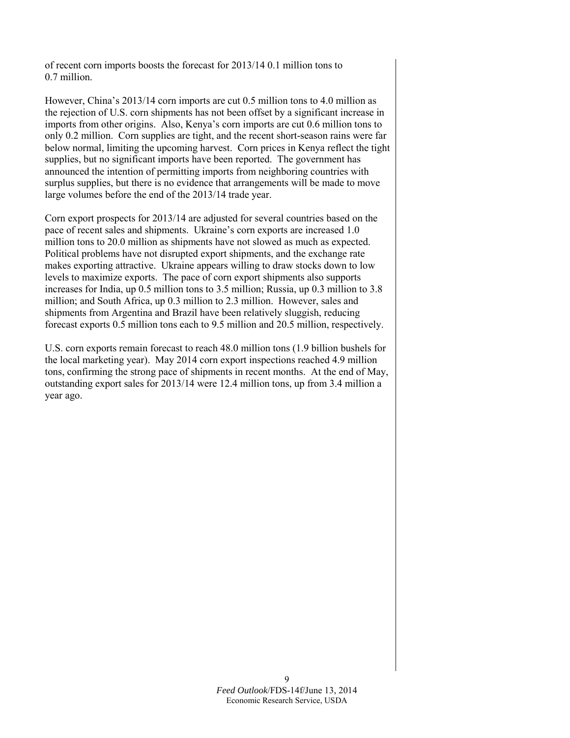of recent corn imports boosts the forecast for 2013/14 0.1 million tons to 0.7 million.

However, China's 2013/14 corn imports are cut 0.5 million tons to 4.0 million as the rejection of U.S. corn shipments has not been offset by a significant increase in imports from other origins. Also, Kenya's corn imports are cut 0.6 million tons to only 0.2 million. Corn supplies are tight, and the recent short-season rains were far below normal, limiting the upcoming harvest. Corn prices in Kenya reflect the tight supplies, but no significant imports have been reported. The government has announced the intention of permitting imports from neighboring countries with surplus supplies, but there is no evidence that arrangements will be made to move large volumes before the end of the 2013/14 trade year.

Corn export prospects for 2013/14 are adjusted for several countries based on the pace of recent sales and shipments. Ukraine's corn exports are increased 1.0 million tons to 20.0 million as shipments have not slowed as much as expected. Political problems have not disrupted export shipments, and the exchange rate makes exporting attractive. Ukraine appears willing to draw stocks down to low levels to maximize exports. The pace of corn export shipments also supports increases for India, up 0.5 million tons to 3.5 million; Russia, up 0.3 million to 3.8 million; and South Africa, up 0.3 million to 2.3 million. However, sales and shipments from Argentina and Brazil have been relatively sluggish, reducing forecast exports 0.5 million tons each to 9.5 million and 20.5 million, respectively.

U.S. corn exports remain forecast to reach 48.0 million tons (1.9 billion bushels for the local marketing year). May 2014 corn export inspections reached 4.9 million tons, confirming the strong pace of shipments in recent months. At the end of May, outstanding export sales for 2013/14 were 12.4 million tons, up from 3.4 million a year ago.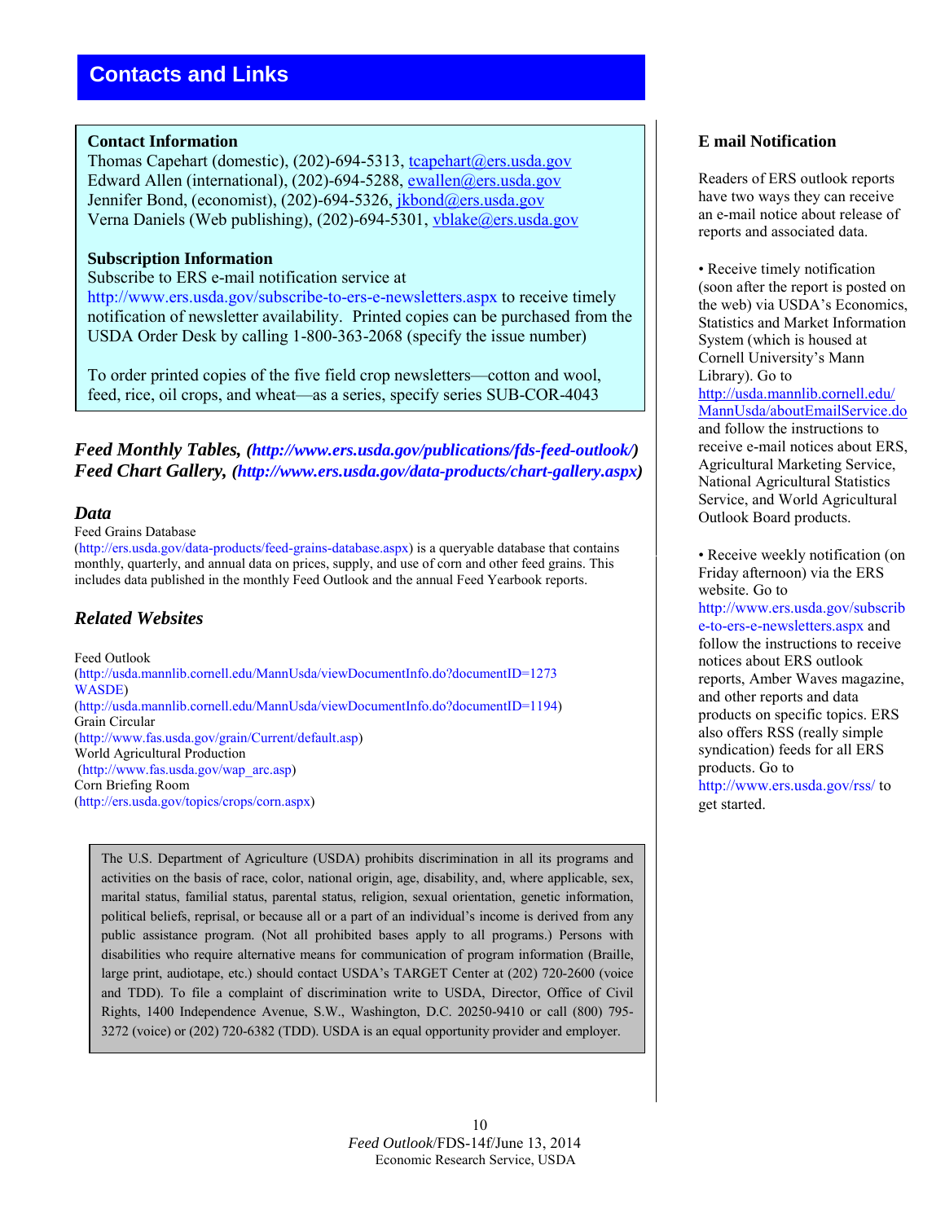# Contacts and Links

**Contact Information**
Thomas Capehart (domestic), (202)-694-5313, tcapehart@ers.usda.gov
Edward Allen (international), (202)-694-5288, ewallen@ers.usda.gov
Jennifer Bond, (economist), (202)-694-5326, jkbond@ers.usda.gov
Verna Daniels (Web publishing), (202)-694-5301, vblake@ers.usda.gov

**Subscription Information**
Subscribe to ERS e-mail notification service at http://www.ers.usda.gov/subscribe-to-ers-e-newsletters.aspx to receive timely notification of newsletter availability. Printed copies can be purchased from the USDA Order Desk by calling 1-800-363-2068 (specify the issue number)

To order printed copies of the five field crop newsletters—cotton and wool, feed, rice, oil crops, and wheat—as a series, specify series SUB-COR-4043

***Feed Monthly Tables, (http://www.ers.usda.gov/publications/fds-feed-outlook/)***
***Feed Chart Gallery, (http://www.ers.usda.gov/data-products/chart-gallery.aspx)***

## *Data*

Feed Grains Database
(http://ers.usda.gov/data-products/feed-grains-database.aspx) is a queryable database that contains monthly, quarterly, and annual data on prices, supply, and use of corn and other feed grains. This includes data published in the monthly Feed Outlook and the annual Feed Yearbook reports.

## *Related Websites*

Feed Outlook
(http://usda.mannlib.cornell.edu/MannUsda/viewDocumentInfo.do?documentID=1273
WASDE)
(http://usda.mannlib.cornell.edu/MannUsda/viewDocumentInfo.do?documentID=1194)
Grain Circular
(http://www.fas.usda.gov/grain/Current/default.asp)
World Agricultural Production
(http://www.fas.usda.gov/wap_arc.asp)
Corn Briefing Room
(http://ers.usda.gov/topics/crops/corn.aspx)

The U.S. Department of Agriculture (USDA) prohibits discrimination in all its programs and activities on the basis of race, color, national origin, age, disability, and, where applicable, sex, marital status, familial status, parental status, religion, sexual orientation, genetic information, political beliefs, reprisal, or because all or a part of an individual's income is derived from any public assistance program. (Not all prohibited bases apply to all programs.) Persons with disabilities who require alternative means for communication of program information (Braille, large print, audiotape, etc.) should contact USDA's TARGET Center at (202) 720-2600 (voice and TDD). To file a complaint of discrimination write to USDA, Director, Office of Civil Rights, 1400 Independence Avenue, S.W., Washington, D.C. 20250-9410 or call (800) 795-3272 (voice) or (202) 720-6382 (TDD). USDA is an equal opportunity provider and employer.

**E mail Notification**

Readers of ERS outlook reports have two ways they can receive an e-mail notice about release of reports and associated data.

• Receive timely notification (soon after the report is posted on the web) via USDA's Economics, Statistics and Market Information System (which is housed at Cornell University's Mann Library). Go to http://usda.mannlib.cornell.edu/MannUsda/aboutEmailService.do and follow the instructions to receive e-mail notices about ERS, Agricultural Marketing Service, National Agricultural Statistics Service, and World Agricultural Outlook Board products.

• Receive weekly notification (on Friday afternoon) via the ERS website. Go to http://www.ers.usda.gov/subscribe-to-ers-e-newsletters.aspx and follow the instructions to receive notices about ERS outlook reports, Amber Waves magazine, and other reports and data products on specific topics. ERS also offers RSS (really simple syndication) feeds for all ERS products. Go to http://www.ers.usda.gov/rss/ to get started.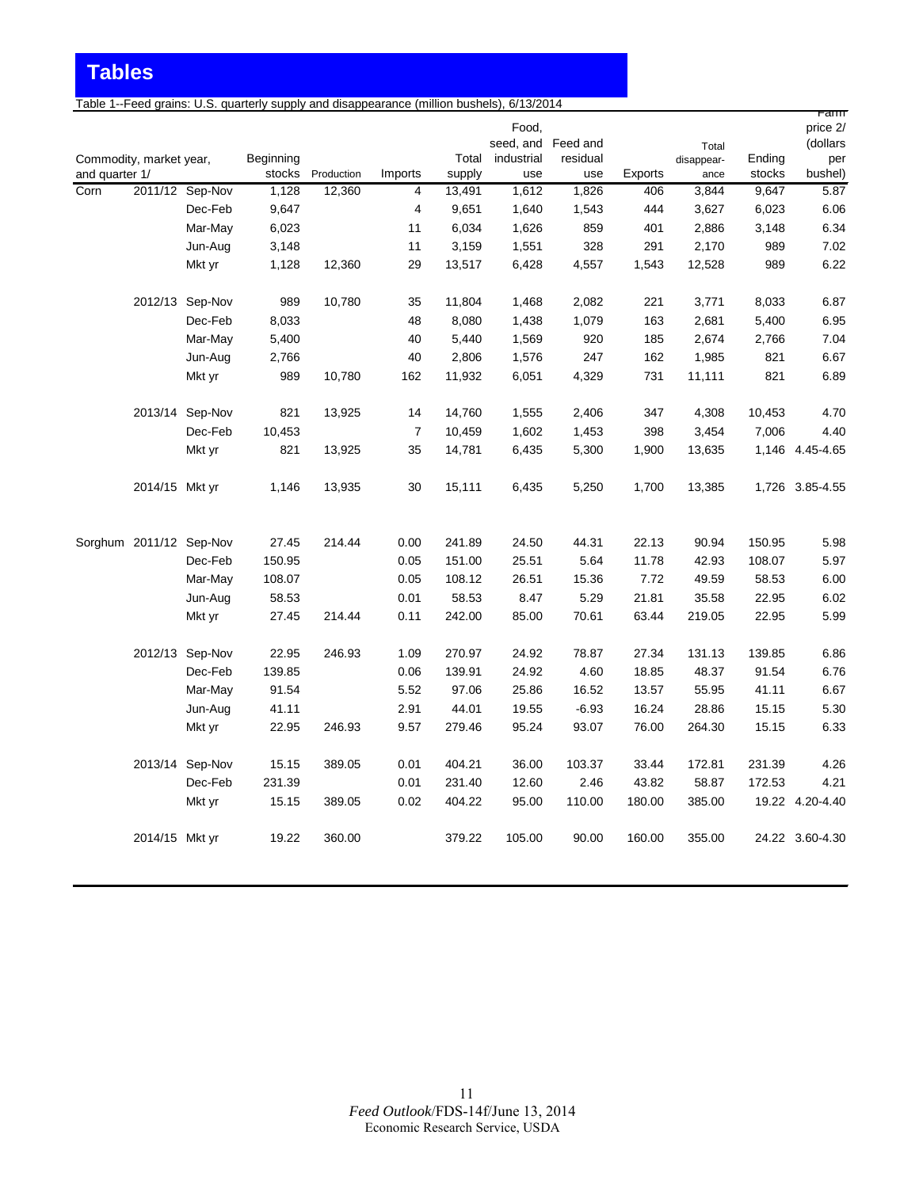# Tables

Table 1--Feed grains: U.S. quarterly supply and disappearance (million bushels), 6/13/2014

| Commodity, market year, and quarter 1/ | | | Beginning stocks | Production | Imports | Total supply | Food, seed, and industrial use | Feed and residual use | Exports | Total disappear-ance | Ending stocks | Farm price 2/ (dollars per bushel) |
|---|---|---|---|---|---|---|---|---|---|---|---|---|
| Corn | 2011/12 | Sep-Nov | 1,128 | 12,360 | 4 | 13,491 | 1,612 | 1,826 | 406 | 3,844 | 9,647 | 5.87 |
| | | Dec-Feb | 9,647 | | 4 | 9,651 | 1,640 | 1,543 | 444 | 3,627 | 6,023 | 6.06 |
| | | Mar-May | 6,023 | | 11 | 6,034 | 1,626 | 859 | 401 | 2,886 | 3,148 | 6.34 |
| | | Jun-Aug | 3,148 | | 11 | 3,159 | 1,551 | 328 | 291 | 2,170 | 989 | 7.02 |
| | | Mkt yr | 1,128 | 12,360 | 29 | 13,517 | 6,428 | 4,557 | 1,543 | 12,528 | 989 | 6.22 |
| | 2012/13 | Sep-Nov | 989 | 10,780 | 35 | 11,804 | 1,468 | 2,082 | 221 | 3,771 | 8,033 | 6.87 |
| | | Dec-Feb | 8,033 | | 48 | 8,080 | 1,438 | 1,079 | 163 | 2,681 | 5,400 | 6.95 |
| | | Mar-May | 5,400 | | 40 | 5,440 | 1,569 | 920 | 185 | 2,674 | 2,766 | 7.04 |
| | | Jun-Aug | 2,766 | | 40 | 2,806 | 1,576 | 247 | 162 | 1,985 | 821 | 6.67 |
| | | Mkt yr | 989 | 10,780 | 162 | 11,932 | 6,051 | 4,329 | 731 | 11,111 | 821 | 6.89 |
| | 2013/14 | Sep-Nov | 821 | 13,925 | 14 | 14,760 | 1,555 | 2,406 | 347 | 4,308 | 10,453 | 4.70 |
| | | Dec-Feb | 10,453 | | 7 | 10,459 | 1,602 | 1,453 | 398 | 3,454 | 7,006 | 4.40 |
| | | Mkt yr | 821 | 13,925 | 35 | 14,781 | 6,435 | 5,300 | 1,900 | 13,635 | 1,146 | 4.45-4.65 |
| | 2014/15 | Mkt yr | 1,146 | 13,935 | 30 | 15,111 | 6,435 | 5,250 | 1,700 | 13,385 | 1,726 | 3.85-4.55 |
| Sorghum | 2011/12 | Sep-Nov | 27.45 | 214.44 | 0.00 | 241.89 | 24.50 | 44.31 | 22.13 | 90.94 | 150.95 | 5.98 |
| | | Dec-Feb | 150.95 | | 0.05 | 151.00 | 25.51 | 5.64 | 11.78 | 42.93 | 108.07 | 5.97 |
| | | Mar-May | 108.07 | | 0.05 | 108.12 | 26.51 | 15.36 | 7.72 | 49.59 | 58.53 | 6.00 |
| | | Jun-Aug | 58.53 | | 0.01 | 58.53 | 8.47 | 5.29 | 21.81 | 35.58 | 22.95 | 6.02 |
| | | Mkt yr | 27.45 | 214.44 | 0.11 | 242.00 | 85.00 | 70.61 | 63.44 | 219.05 | 22.95 | 5.99 |
| | 2012/13 | Sep-Nov | 22.95 | 246.93 | 1.09 | 270.97 | 24.92 | 78.87 | 27.34 | 131.13 | 139.85 | 6.86 |
| | | Dec-Feb | 139.85 | | 0.06 | 139.91 | 24.92 | 4.60 | 18.85 | 48.37 | 91.54 | 6.76 |
| | | Mar-May | 91.54 | | 5.52 | 97.06 | 25.86 | 16.52 | 13.57 | 55.95 | 41.11 | 6.67 |
| | | Jun-Aug | 41.11 | | 2.91 | 44.01 | 19.55 | -6.93 | 16.24 | 28.86 | 15.15 | 5.30 |
| | | Mkt yr | 22.95 | 246.93 | 9.57 | 279.46 | 95.24 | 93.07 | 76.00 | 264.30 | 15.15 | 6.33 |
| | 2013/14 | Sep-Nov | 15.15 | 389.05 | 0.01 | 404.21 | 36.00 | 103.37 | 33.44 | 172.81 | 231.39 | 4.26 |
| | | Dec-Feb | 231.39 | | 0.01 | 231.40 | 12.60 | 2.46 | 43.82 | 58.87 | 172.53 | 4.21 |
| | | Mkt yr | 15.15 | 389.05 | 0.02 | 404.22 | 95.00 | 110.00 | 180.00 | 385.00 | 19.22 | 4.20-4.40 |
| | 2014/15 | Mkt yr | 19.22 | 360.00 | | 379.22 | 105.00 | 90.00 | 160.00 | 355.00 | 24.22 | 3.60-4.30 |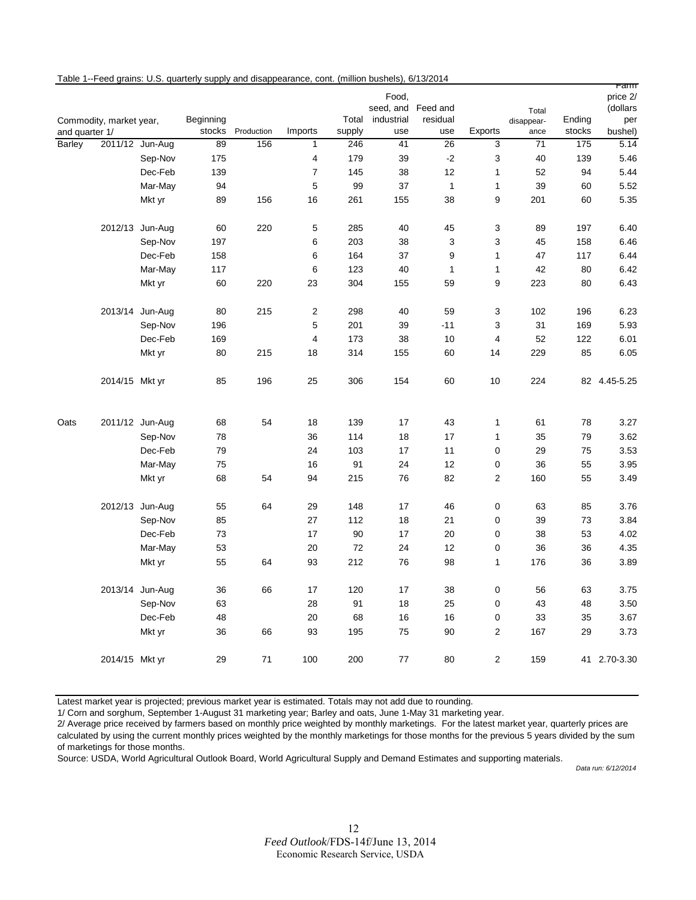Table 1--Feed grains: U.S. quarterly supply and disappearance, cont. (million bushels), 6/13/2014

| Commodity, market year, and quarter 1/ | | | Beginning stocks | Production | Imports | Total supply | Food, seed, and industrial use | Feed and residual use | Exports | Total disappear-ance | Ending stocks | Farm price 2/ (dollars per bushel) |
|---|---|---|---|---|---|---|---|---|---|---|---|---|
| Barley | 2011/12 | Jun-Aug | 89 | 156 | 1 | 246 | 41 | 26 | 3 | 71 | 175 | 5.14 |
| | | Sep-Nov | 175 | | 4 | 179 | 39 | -2 | 3 | 40 | 139 | 5.46 |
| | | Dec-Feb | 139 | | 7 | 145 | 38 | 12 | 1 | 52 | 94 | 5.44 |
| | | Mar-May | 94 | | 5 | 99 | 37 | 1 | 1 | 39 | 60 | 5.52 |
| | | Mkt yr | 89 | 156 | 16 | 261 | 155 | 38 | 9 | 201 | 60 | 5.35 |
| | 2012/13 | Jun-Aug | 60 | 220 | 5 | 285 | 40 | 45 | 3 | 89 | 197 | 6.40 |
| | | Sep-Nov | 197 | | 6 | 203 | 38 | 3 | 3 | 45 | 158 | 6.46 |
| | | Dec-Feb | 158 | | 6 | 164 | 37 | 9 | 1 | 47 | 117 | 6.44 |
| | | Mar-May | 117 | | 6 | 123 | 40 | 1 | 1 | 42 | 80 | 6.42 |
| | | Mkt yr | 60 | 220 | 23 | 304 | 155 | 59 | 9 | 223 | 80 | 6.43 |
| | 2013/14 | Jun-Aug | 80 | 215 | 2 | 298 | 40 | 59 | 3 | 102 | 196 | 6.23 |
| | | Sep-Nov | 196 | | 5 | 201 | 39 | -11 | 3 | 31 | 169 | 5.93 |
| | | Dec-Feb | 169 | | 4 | 173 | 38 | 10 | 4 | 52 | 122 | 6.01 |
| | | Mkt yr | 80 | 215 | 18 | 314 | 155 | 60 | 14 | 229 | 85 | 6.05 |
| | 2014/15 | Mkt yr | 85 | 196 | 25 | 306 | 154 | 60 | 10 | 224 | 82 | 4.45-5.25 |
| Oats | 2011/12 | Jun-Aug | 68 | 54 | 18 | 139 | 17 | 43 | 1 | 61 | 78 | 3.27 |
| | | Sep-Nov | 78 | | 36 | 114 | 18 | 17 | 1 | 35 | 79 | 3.62 |
| | | Dec-Feb | 79 | | 24 | 103 | 17 | 11 | 0 | 29 | 75 | 3.53 |
| | | Mar-May | 75 | | 16 | 91 | 24 | 12 | 0 | 36 | 55 | 3.95 |
| | | Mkt yr | 68 | 54 | 94 | 215 | 76 | 82 | 2 | 160 | 55 | 3.49 |
| | 2012/13 | Jun-Aug | 55 | 64 | 29 | 148 | 17 | 46 | 0 | 63 | 85 | 3.76 |
| | | Sep-Nov | 85 | | 27 | 112 | 18 | 21 | 0 | 39 | 73 | 3.84 |
| | | Dec-Feb | 73 | | 17 | 90 | 17 | 20 | 0 | 38 | 53 | 4.02 |
| | | Mar-May | 53 | | 20 | 72 | 24 | 12 | 0 | 36 | 36 | 4.35 |
| | | Mkt yr | 55 | 64 | 93 | 212 | 76 | 98 | 1 | 176 | 36 | 3.89 |
| | 2013/14 | Jun-Aug | 36 | 66 | 17 | 120 | 17 | 38 | 0 | 56 | 63 | 3.75 |
| | | Sep-Nov | 63 | | 28 | 91 | 18 | 25 | 0 | 43 | 48 | 3.50 |
| | | Dec-Feb | 48 | | 20 | 68 | 16 | 16 | 0 | 33 | 35 | 3.67 |
| | | Mkt yr | 36 | 66 | 93 | 195 | 75 | 90 | 2 | 167 | 29 | 3.73 |
| | 2014/15 | Mkt yr | 29 | 71 | 100 | 200 | 77 | 80 | 2 | 159 | 41 | 2.70-3.30 |

Latest market year is projected; previous market year is estimated. Totals may not add due to rounding.

1/ Corn and sorghum, September 1-August 31 marketing year; Barley and oats, June 1-May 31 marketing year.

2/ Average price received by farmers based on monthly price weighted by monthly marketings. For the latest market year, quarterly prices are calculated by using the current monthly prices weighted by the monthly marketings for those months for the previous 5 years divided by the sum of marketings for those months.

Source: USDA, World Agricultural Outlook Board, World Agricultural Supply and Demand Estimates and supporting materials.

*Data run: 6/12/2014*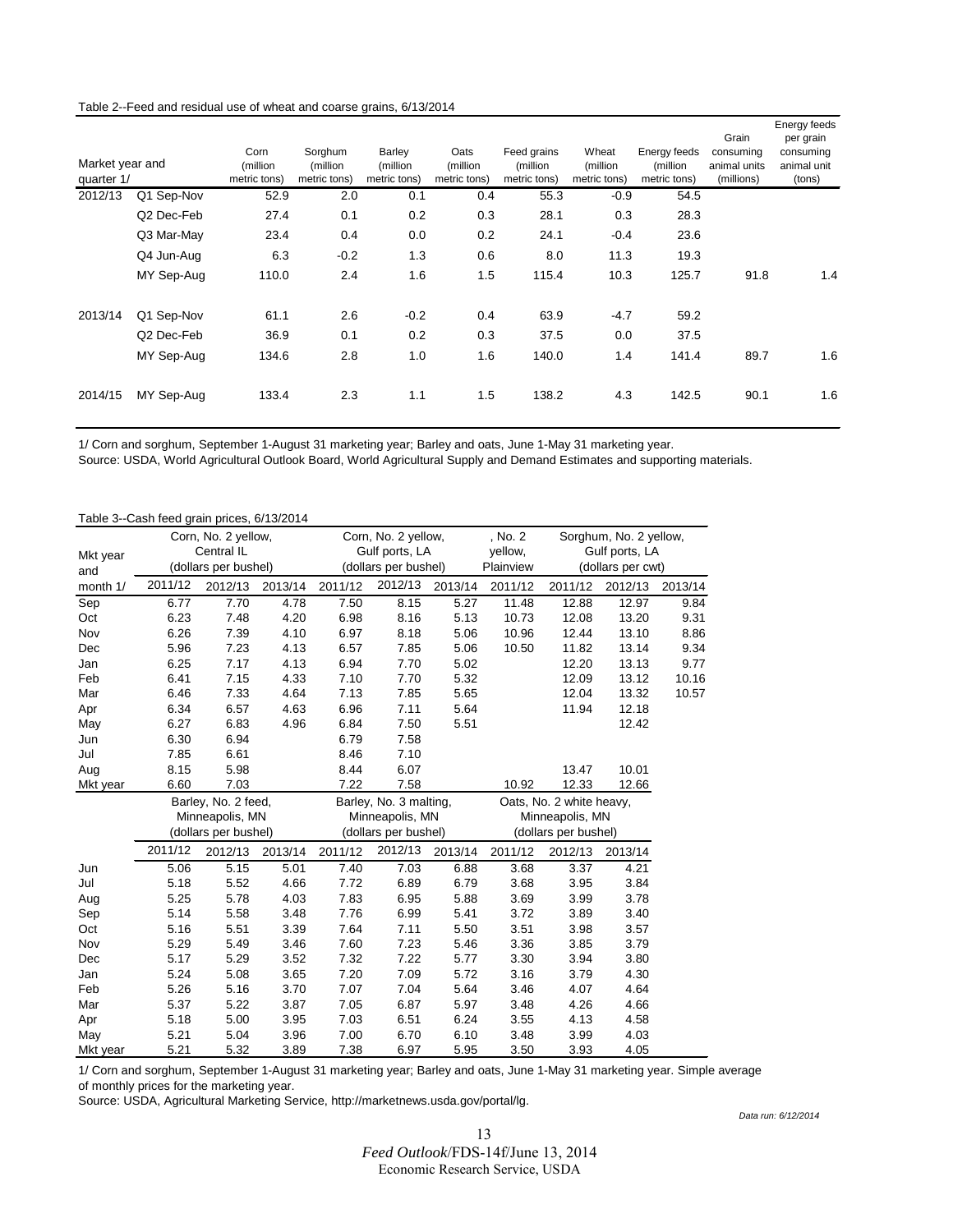Table 2--Feed and residual use of wheat and coarse grains, 6/13/2014

| Market year and quarter 1/ | | Corn (million metric tons) | Sorghum (million metric tons) | Barley (million metric tons) | Oats (million metric tons) | Feed grains (million metric tons) | Wheat (million metric tons) | Energy feeds (million metric tons) | Grain consuming animal units (millions) | Energy feeds per grain consuming animal unit (tons) |
|---|---|---|---|---|---|---|---|---|---|---|
| 2012/13 | Q1 Sep-Nov | 52.9 | 2.0 | 0.1 | 0.4 | 55.3 | -0.9 | 54.5 | | |
| | Q2 Dec-Feb | 27.4 | 0.1 | 0.2 | 0.3 | 28.1 | 0.3 | 28.3 | | |
| | Q3 Mar-May | 23.4 | 0.4 | 0.0 | 0.2 | 24.1 | -0.4 | 23.6 | | |
| | Q4 Jun-Aug | 6.3 | -0.2 | 1.3 | 0.6 | 8.0 | 11.3 | 19.3 | | |
| | MY Sep-Aug | 110.0 | 2.4 | 1.6 | 1.5 | 115.4 | 10.3 | 125.7 | 91.8 | 1.4 |
| 2013/14 | Q1 Sep-Nov | 61.1 | 2.6 | -0.2 | 0.4 | 63.9 | -4.7 | 59.2 | | |
| | Q2 Dec-Feb | 36.9 | 0.1 | 0.2 | 0.3 | 37.5 | 0.0 | 37.5 | | |
| | MY Sep-Aug | 134.6 | 2.8 | 1.0 | 1.6 | 140.0 | 1.4 | 141.4 | 89.7 | 1.6 |
| 2014/15 | MY Sep-Aug | 133.4 | 2.3 | 1.1 | 1.5 | 138.2 | 4.3 | 142.5 | 90.1 | 1.6 |

1/ Corn and sorghum, September 1-August 31 marketing year; Barley and oats, June 1-May 31 marketing year.
Source: USDA, World Agricultural Outlook Board, World Agricultural Supply and Demand Estimates and supporting materials.

Table 3--Cash feed grain prices, 6/13/2014

| Mkt year and month 1/ | Corn, No. 2 yellow, Central IL (dollars per bushel) | | | Corn, No. 2 yellow, Gulf ports, LA (dollars per bushel) | | | , No. 2 yellow, Plainview | Sorghum, No. 2 yellow, Gulf ports, LA (dollars per cwt) | | |
|---|---|---|---|---|---|---|---|---|---|---|
| | 2011/12 | 2012/13 | 2013/14 | 2011/12 | 2012/13 | 2013/14 | 2011/12 | 2011/12 | 2012/13 | 2013/14 |
| Sep | 6.77 | 7.70 | 4.78 | 7.50 | 8.15 | 5.27 | 11.48 | 12.88 | 12.97 | 9.84 |
| Oct | 6.23 | 7.48 | 4.20 | 6.98 | 8.16 | 5.13 | 10.73 | 12.08 | 13.20 | 9.31 |
| Nov | 6.26 | 7.39 | 4.10 | 6.97 | 8.18 | 5.06 | 10.96 | 12.44 | 13.10 | 8.86 |
| Dec | 5.96 | 7.23 | 4.13 | 6.57 | 7.85 | 5.06 | 10.50 | 11.82 | 13.14 | 9.34 |
| Jan | 6.25 | 7.17 | 4.13 | 6.94 | 7.70 | 5.02 | | 12.20 | 13.13 | 9.77 |
| Feb | 6.41 | 7.15 | 4.33 | 7.10 | 7.70 | 5.32 | | 12.09 | 13.12 | 10.16 |
| Mar | 6.46 | 7.33 | 4.64 | 7.13 | 7.85 | 5.65 | | 12.04 | 13.32 | 10.57 |
| Apr | 6.34 | 6.57 | 4.63 | 6.96 | 7.11 | 5.64 | | 11.94 | 12.18 | |
| May | 6.27 | 6.83 | 4.96 | 6.84 | 7.50 | 5.51 | | | 12.42 | |
| Jun | 6.30 | 6.94 | | 6.79 | 7.58 | | | | | |
| Jul | 7.85 | 6.61 | | 8.46 | 7.10 | | | | | |
| Aug | 8.15 | 5.98 | | 8.44 | 6.07 | | | 13.47 | 10.01 | |
| Mkt year | 6.60 | 7.03 | | 7.22 | 7.58 | | 10.92 | 12.33 | 12.66 | |

| | Barley, No. 2 feed, Minneapolis, MN (dollars per bushel) | | | Barley, No. 3 malting, Minneapolis, MN (dollars per bushel) | | | Oats, No. 2 white heavy, Minneapolis, MN (dollars per bushel) | | |
|---|---|---|---|---|---|---|---|---|---|
| | 2011/12 | 2012/13 | 2013/14 | 2011/12 | 2012/13 | 2013/14 | 2011/12 | 2012/13 | 2013/14 |
| Jun | 5.06 | 5.15 | 5.01 | 7.40 | 7.03 | 6.88 | 3.68 | 3.37 | 4.21 |
| Jul | 5.18 | 5.52 | 4.66 | 7.72 | 6.89 | 6.79 | 3.68 | 3.95 | 3.84 |
| Aug | 5.25 | 5.78 | 4.03 | 7.83 | 6.95 | 5.88 | 3.69 | 3.99 | 3.78 |
| Sep | 5.14 | 5.58 | 3.48 | 7.76 | 6.99 | 5.41 | 3.72 | 3.89 | 3.40 |
| Oct | 5.16 | 5.51 | 3.39 | 7.64 | 7.11 | 5.50 | 3.51 | 3.98 | 3.57 |
| Nov | 5.29 | 5.49 | 3.46 | 7.60 | 7.23 | 5.46 | 3.36 | 3.85 | 3.79 |
| Dec | 5.17 | 5.29 | 3.52 | 7.32 | 7.22 | 5.77 | 3.30 | 3.94 | 3.80 |
| Jan | 5.24 | 5.08 | 3.65 | 7.20 | 7.09 | 5.72 | 3.16 | 3.79 | 4.30 |
| Feb | 5.26 | 5.16 | 3.70 | 7.07 | 7.04 | 5.64 | 3.46 | 4.07 | 4.64 |
| Mar | 5.37 | 5.22 | 3.87 | 7.05 | 6.87 | 5.97 | 3.48 | 4.26 | 4.66 |
| Apr | 5.18 | 5.00 | 3.95 | 7.03 | 6.51 | 6.24 | 3.55 | 4.13 | 4.58 |
| May | 5.21 | 5.04 | 3.96 | 7.00 | 6.70 | 6.10 | 3.48 | 3.99 | 4.03 |
| Mkt year | 5.21 | 5.32 | 3.89 | 7.38 | 6.97 | 5.95 | 3.50 | 3.93 | 4.05 |

1/ Corn and sorghum, September 1-August 31 marketing year; Barley and oats, June 1-May 31 marketing year. Simple average of monthly prices for the marketing year.
Source: USDA, Agricultural Marketing Service, http://marketnews.usda.gov/portal/lg.

*Data run: 6/12/2014*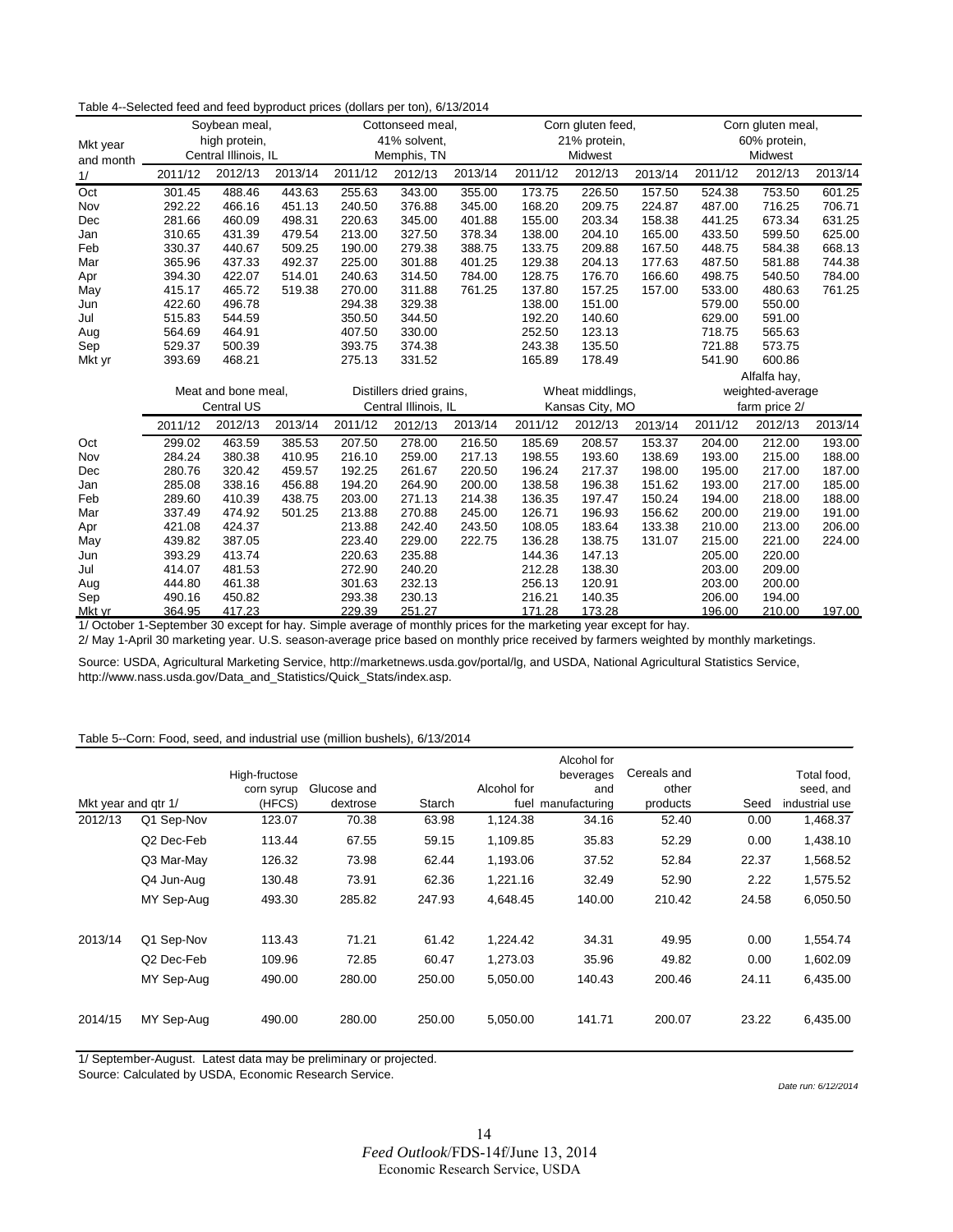Table 4--Selected feed and feed byproduct prices (dollars per ton), 6/13/2014

| Mkt year and month 1/ | Soybean meal, high protein, Central Illinois, IL | | | Cottonseed meal, 41% solvent, Memphis, TN | | | Corn gluten feed, 21% protein, Midwest | | | Corn gluten meal, 60% protein, Midwest | | |
|---|---|---|---|---|---|---|---|---|---|---|---|---|
| | 2011/12 | 2012/13 | 2013/14 | 2011/12 | 2012/13 | 2013/14 | 2011/12 | 2012/13 | 2013/14 | 2011/12 | 2012/13 | 2013/14 |
| Oct | 301.45 | 488.46 | 443.63 | 255.63 | 343.00 | 355.00 | 173.75 | 226.50 | 157.50 | 524.38 | 753.50 | 601.25 |
| Nov | 292.22 | 466.16 | 451.13 | 240.50 | 376.88 | 345.00 | 168.20 | 209.75 | 224.87 | 487.00 | 716.25 | 706.71 |
| Dec | 281.66 | 460.09 | 498.31 | 220.63 | 345.00 | 401.88 | 155.00 | 203.34 | 158.38 | 441.25 | 673.34 | 631.25 |
| Jan | 310.65 | 431.39 | 479.54 | 213.00 | 327.50 | 378.34 | 138.00 | 204.10 | 165.00 | 433.50 | 599.50 | 625.00 |
| Feb | 330.37 | 440.67 | 509.25 | 190.00 | 279.38 | 388.75 | 133.75 | 209.88 | 167.50 | 448.75 | 584.38 | 668.13 |
| Mar | 365.96 | 437.33 | 492.37 | 225.00 | 301.88 | 401.25 | 129.38 | 204.13 | 177.63 | 487.50 | 581.88 | 744.38 |
| Apr | 394.30 | 422.07 | 514.01 | 240.63 | 314.50 | 784.00 | 128.75 | 176.70 | 166.60 | 498.75 | 540.50 | 784.00 |
| May | 415.17 | 465.72 | 519.38 | 270.00 | 311.88 | 761.25 | 137.80 | 157.25 | 157.00 | 533.00 | 480.63 | 761.25 |
| Jun | 422.60 | 496.78 | | 294.38 | 329.38 | | 138.00 | 151.00 | | 579.00 | 550.00 | |
| Jul | 515.83 | 544.59 | | 350.50 | 344.50 | | 192.20 | 140.60 | | 629.00 | 591.00 | |
| Aug | 564.69 | 464.91 | | 407.50 | 330.00 | | 252.50 | 123.13 | | 718.75 | 565.63 | |
| Sep | 529.37 | 500.39 | | 393.75 | 374.38 | | 243.38 | 135.50 | | 721.88 | 573.75 | |
| Mkt yr | 393.69 | 468.21 | | 275.13 | 331.52 | | 165.89 | 178.49 | | 541.90 | 600.86 | |
| | Meat and bone meal, Central US | | | Distillers dried grains, Central Illinois, IL | | | Wheat middlings, Kansas City, MO | | | Alfalfa hay, weighted-average farm price 2/ | | |
| | 2011/12 | 2012/13 | 2013/14 | 2011/12 | 2012/13 | 2013/14 | 2011/12 | 2012/13 | 2013/14 | 2011/12 | 2012/13 | 2013/14 |
| Oct | 299.02 | 463.59 | 385.53 | 207.50 | 278.00 | 216.50 | 185.69 | 208.57 | 153.37 | 204.00 | 212.00 | 193.00 |
| Nov | 284.24 | 380.38 | 410.95 | 216.10 | 259.00 | 217.13 | 198.55 | 193.60 | 138.69 | 193.00 | 215.00 | 188.00 |
| Dec | 280.76 | 320.42 | 459.57 | 192.25 | 261.67 | 220.50 | 196.24 | 217.37 | 198.00 | 195.00 | 217.00 | 187.00 |
| Jan | 285.08 | 338.16 | 456.88 | 194.20 | 264.90 | 200.00 | 138.58 | 196.38 | 151.62 | 193.00 | 217.00 | 185.00 |
| Feb | 289.60 | 410.39 | 438.75 | 203.00 | 271.13 | 214.38 | 136.35 | 197.47 | 150.24 | 194.00 | 218.00 | 188.00 |
| Mar | 337.49 | 474.92 | 501.25 | 213.88 | 270.88 | 245.00 | 126.71 | 196.93 | 156.62 | 200.00 | 219.00 | 191.00 |
| Apr | 421.08 | 424.37 | | 213.88 | 242.40 | 243.50 | 108.05 | 183.64 | 133.38 | 210.00 | 213.00 | 206.00 |
| May | 439.82 | 387.05 | | 223.40 | 229.00 | 222.75 | 136.28 | 138.75 | 131.07 | 215.00 | 221.00 | 224.00 |
| Jun | 393.29 | 413.74 | | 220.63 | 235.88 | | 144.36 | 147.13 | | 205.00 | 220.00 | |
| Jul | 414.07 | 481.53 | | 272.90 | 240.20 | | 212.28 | 138.30 | | 203.00 | 209.00 | |
| Aug | 444.80 | 461.38 | | 301.63 | 232.13 | | 256.13 | 120.91 | | 203.00 | 200.00 | |
| Sep | 490.16 | 450.82 | | 293.38 | 230.13 | | 216.21 | 140.35 | | 206.00 | 194.00 | |
| Mkt yr | 364.95 | 417.23 | | 229.39 | 251.27 | | 171.28 | 173.28 | | 196.00 | 210.00 | 197.00 |

1/ October 1-September 30 except for hay. Simple average of monthly prices for the marketing year except for hay.

2/ May 1-April 30 marketing year. U.S. season-average price based on monthly price received by farmers weighted by monthly marketings.

Source: USDA, Agricultural Marketing Service, http://marketnews.usda.gov/portal/lg, and USDA, National Agricultural Statistics Service, http://www.nass.usda.gov/Data_and_Statistics/Quick_Stats/index.asp.

Table 5--Corn: Food, seed, and industrial use (million bushels), 6/13/2014

| Mkt year and qtr 1/ | | High-fructose corn syrup (HFCS) | Glucose and dextrose | Starch | Alcohol for fuel | Alcohol for beverages and manufacturing | Cereals and other products | Seed | Total food, seed, and industrial use |
|---|---|---|---|---|---|---|---|---|---|
| 2012/13 | Q1 Sep-Nov | 123.07 | 70.38 | 63.98 | 1,124.38 | 34.16 | 52.40 | 0.00 | 1,468.37 |
| | Q2 Dec-Feb | 113.44 | 67.55 | 59.15 | 1,109.85 | 35.83 | 52.29 | 0.00 | 1,438.10 |
| | Q3 Mar-May | 126.32 | 73.98 | 62.44 | 1,193.06 | 37.52 | 52.84 | 22.37 | 1,568.52 |
| | Q4 Jun-Aug | 130.48 | 73.91 | 62.36 | 1,221.16 | 32.49 | 52.90 | 2.22 | 1,575.52 |
| | MY Sep-Aug | 493.30 | 285.82 | 247.93 | 4,648.45 | 140.00 | 210.42 | 24.58 | 6,050.50 |
| 2013/14 | Q1 Sep-Nov | 113.43 | 71.21 | 61.42 | 1,224.42 | 34.31 | 49.95 | 0.00 | 1,554.74 |
| | Q2 Dec-Feb | 109.96 | 72.85 | 60.47 | 1,273.03 | 35.96 | 49.82 | 0.00 | 1,602.09 |
| | MY Sep-Aug | 490.00 | 280.00 | 250.00 | 5,050.00 | 140.43 | 200.46 | 24.11 | 6,435.00 |
| 2014/15 | MY Sep-Aug | 490.00 | 280.00 | 250.00 | 5,050.00 | 141.71 | 200.07 | 23.22 | 6,435.00 |

1/ September-August. Latest data may be preliminary or projected.

Source: Calculated by USDA, Economic Research Service.

*Date run: 6/12/2014*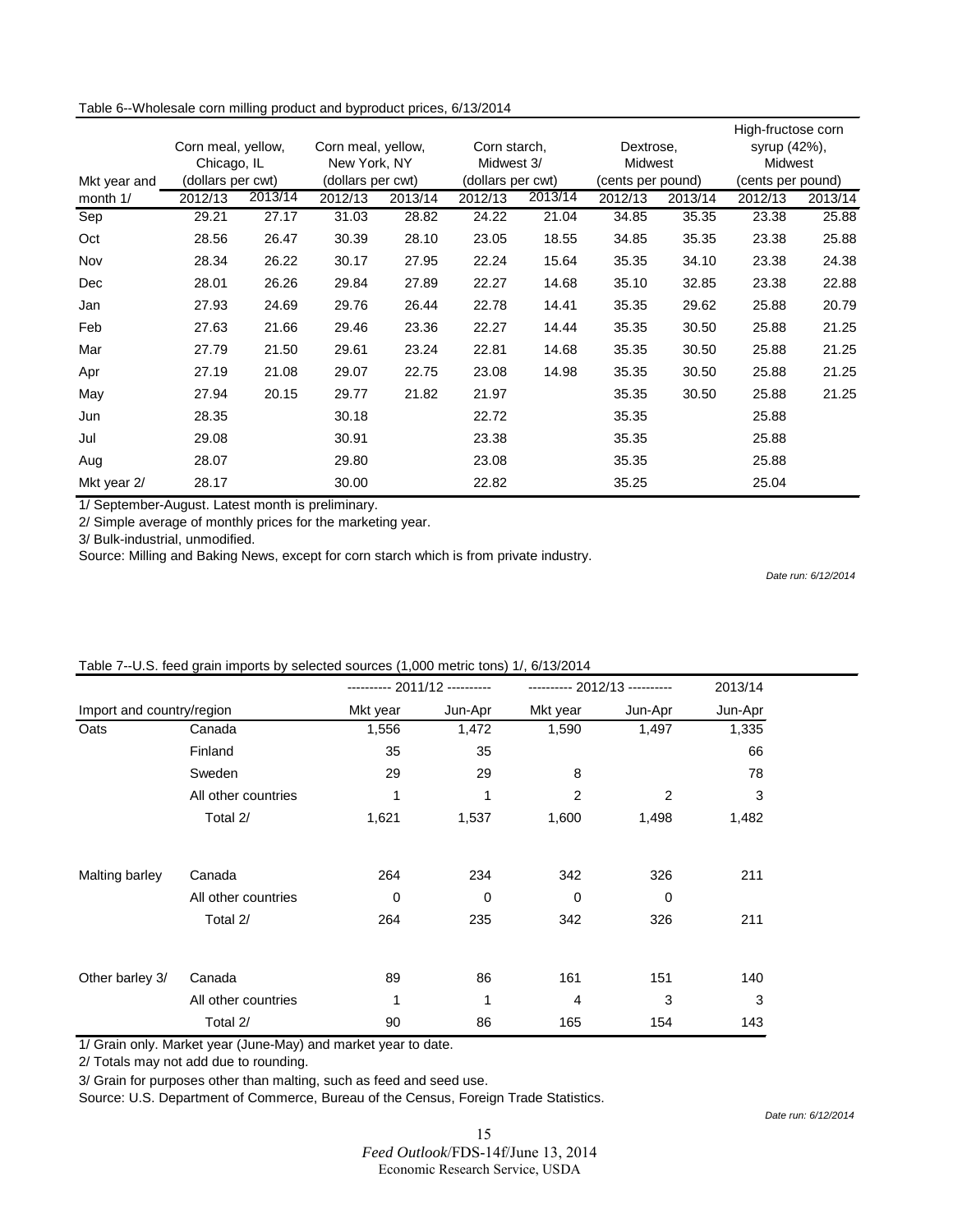Table 6--Wholesale corn milling product and byproduct prices, 6/13/2014

| Mkt year and month 1/ | Corn meal, yellow, Chicago, IL (dollars per cwt) | | Corn meal, yellow, New York, NY (dollars per cwt) | | Corn starch, Midwest 3/ (dollars per cwt) | | Dextrose, Midwest (cents per pound) | | High-fructose corn syrup (42%), Midwest (cents per pound) | |
|---|---|---|---|---|---|---|---|---|---|---|
| | 2012/13 | 2013/14 | 2012/13 | 2013/14 | 2012/13 | 2013/14 | 2012/13 | 2013/14 | 2012/13 | 2013/14 |
| Sep | 29.21 | 27.17 | 31.03 | 28.82 | 24.22 | 21.04 | 34.85 | 35.35 | 23.38 | 25.88 |
| Oct | 28.56 | 26.47 | 30.39 | 28.10 | 23.05 | 18.55 | 34.85 | 35.35 | 23.38 | 25.88 |
| Nov | 28.34 | 26.22 | 30.17 | 27.95 | 22.24 | 15.64 | 35.35 | 34.10 | 23.38 | 24.38 |
| Dec | 28.01 | 26.26 | 29.84 | 27.89 | 22.27 | 14.68 | 35.10 | 32.85 | 23.38 | 22.88 |
| Jan | 27.93 | 24.69 | 29.76 | 26.44 | 22.78 | 14.41 | 35.35 | 29.62 | 25.88 | 20.79 |
| Feb | 27.63 | 21.66 | 29.46 | 23.36 | 22.27 | 14.44 | 35.35 | 30.50 | 25.88 | 21.25 |
| Mar | 27.79 | 21.50 | 29.61 | 23.24 | 22.81 | 14.68 | 35.35 | 30.50 | 25.88 | 21.25 |
| Apr | 27.19 | 21.08 | 29.07 | 22.75 | 23.08 | 14.98 | 35.35 | 30.50 | 25.88 | 21.25 |
| May | 27.94 | 20.15 | 29.77 | 21.82 | 21.97 | | 35.35 | 30.50 | 25.88 | 21.25 |
| Jun | 28.35 | | 30.18 | | 22.72 | | 35.35 | | 25.88 | |
| Jul | 29.08 | | 30.91 | | 23.38 | | 35.35 | | 25.88 | |
| Aug | 28.07 | | 29.80 | | 23.08 | | 35.35 | | 25.88 | |
| Mkt year 2/ | 28.17 | | 30.00 | | 22.82 | | 35.25 | | 25.04 | |

1/ September-August. Latest month is preliminary.

2/ Simple average of monthly prices for the marketing year.

3/ Bulk-industrial, unmodified.

Source: Milling and Baking News, except for corn starch which is from private industry.

*Date run: 6/12/2014*

Table 7--U.S. feed grain imports by selected sources (1,000 metric tons) 1/, 6/13/2014

| Import and country/region | | 2011/12 Mkt year | 2011/12 Jun-Apr | 2012/13 Mkt year | 2012/13 Jun-Apr | 2013/14 Jun-Apr |
|---|---|---|---|---|---|---|
| Oats | Canada | 1,556 | 1,472 | 1,590 | 1,497 | 1,335 |
| | Finland | 35 | 35 | | | 66 |
| | Sweden | 29 | 29 | 8 | | 78 |
| | All other countries | 1 | 1 | 2 | 2 | 3 |
| | Total 2/ | 1,621 | 1,537 | 1,600 | 1,498 | 1,482 |
| Malting barley | Canada | 264 | 234 | 342 | 326 | 211 |
| | All other countries | 0 | 0 | 0 | 0 | |
| | Total 2/ | 264 | 235 | 342 | 326 | 211 |
| Other barley 3/ | Canada | 89 | 86 | 161 | 151 | 140 |
| | All other countries | 1 | 1 | 4 | 3 | 3 |
| | Total 2/ | 90 | 86 | 165 | 154 | 143 |

1/ Grain only. Market year (June-May) and market year to date.

2/ Totals may not add due to rounding.

3/ Grain for purposes other than malting, such as feed and seed use.

Source: U.S. Department of Commerce, Bureau of the Census, Foreign Trade Statistics.

*Date run: 6/12/2014*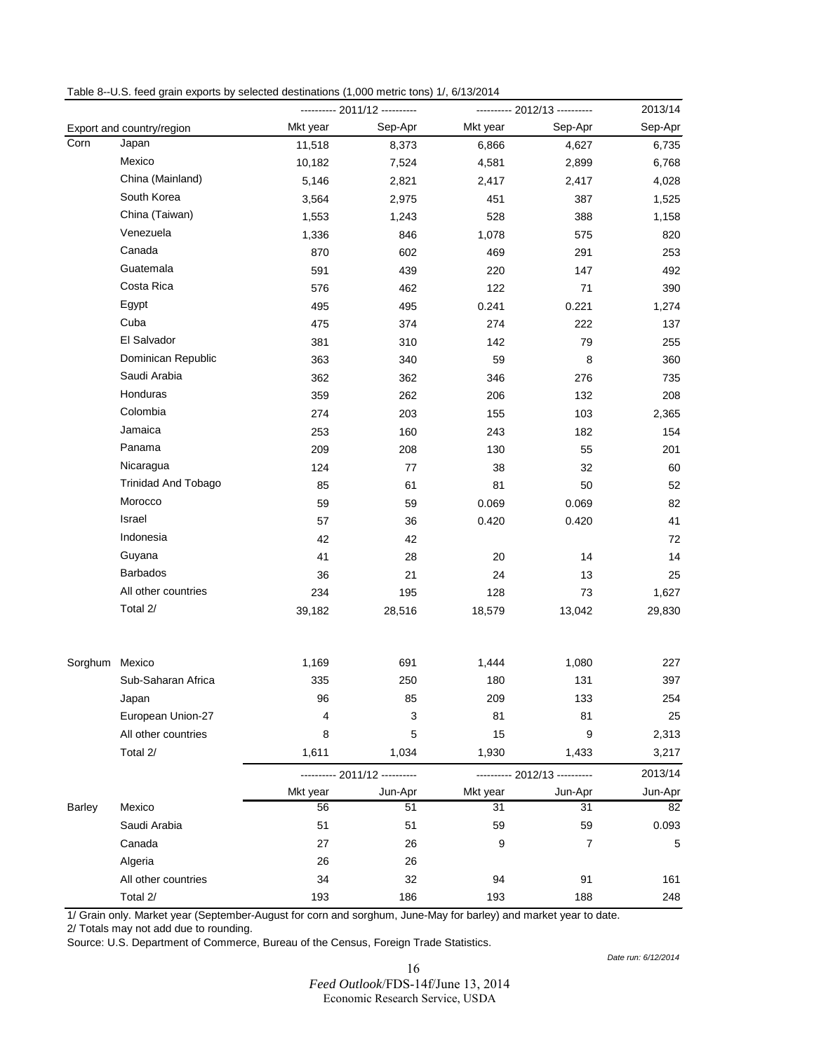Table 8--U.S. feed grain exports by selected destinations (1,000 metric tons) 1/, 6/13/2014

| Export and country/region | | ---------- 2011/12 ---------- | | ---------- 2012/13 ---------- | | 2013/14 |
|---|---|---|---|---|---|---|
| | | Mkt year | Sep-Apr | Mkt year | Sep-Apr | Sep-Apr |
| Corn | Japan | 11,518 | 8,373 | 6,866 | 4,627 | 6,735 |
| | Mexico | 10,182 | 7,524 | 4,581 | 2,899 | 6,768 |
| | China (Mainland) | 5,146 | 2,821 | 2,417 | 2,417 | 4,028 |
| | South Korea | 3,564 | 2,975 | 451 | 387 | 1,525 |
| | China (Taiwan) | 1,553 | 1,243 | 528 | 388 | 1,158 |
| | Venezuela | 1,336 | 846 | 1,078 | 575 | 820 |
| | Canada | 870 | 602 | 469 | 291 | 253 |
| | Guatemala | 591 | 439 | 220 | 147 | 492 |
| | Costa Rica | 576 | 462 | 122 | 71 | 390 |
| | Egypt | 495 | 495 | 0.241 | 0.221 | 1,274 |
| | Cuba | 475 | 374 | 274 | 222 | 137 |
| | El Salvador | 381 | 310 | 142 | 79 | 255 |
| | Dominican Republic | 363 | 340 | 59 | 8 | 360 |
| | Saudi Arabia | 362 | 362 | 346 | 276 | 735 |
| | Honduras | 359 | 262 | 206 | 132 | 208 |
| | Colombia | 274 | 203 | 155 | 103 | 2,365 |
| | Jamaica | 253 | 160 | 243 | 182 | 154 |
| | Panama | 209 | 208 | 130 | 55 | 201 |
| | Nicaragua | 124 | 77 | 38 | 32 | 60 |
| | Trinidad And Tobago | 85 | 61 | 81 | 50 | 52 |
| | Morocco | 59 | 59 | 0.069 | 0.069 | 82 |
| | Israel | 57 | 36 | 0.420 | 0.420 | 41 |
| | Indonesia | 42 | 42 | | | 72 |
| | Guyana | 41 | 28 | 20 | 14 | 14 |
| | Barbados | 36 | 21 | 24 | 13 | 25 |
| | All other countries | 234 | 195 | 128 | 73 | 1,627 |
| | Total 2/ | 39,182 | 28,516 | 18,579 | 13,042 | 29,830 |
| | | | | | | |
| Sorghum | Mexico | 1,169 | 691 | 1,444 | 1,080 | 227 |
| | Sub-Saharan Africa | 335 | 250 | 180 | 131 | 397 |
| | Japan | 96 | 85 | 209 | 133 | 254 |
| | European Union-27 | 4 | 3 | 81 | 81 | 25 |
| | All other countries | 8 | 5 | 15 | 9 | 2,313 |
| | Total 2/ | 1,611 | 1,034 | 1,930 | 1,433 | 3,217 |
| | | ---------- 2011/12 ---------- | | ---------- 2012/13 ---------- | | 2013/14 |
| | | Mkt year | Jun-Apr | Mkt year | Jun-Apr | Jun-Apr |
| Barley | Mexico | 56 | 51 | 31 | 31 | 82 |
| | Saudi Arabia | 51 | 51 | 59 | 59 | 0.093 |
| | Canada | 27 | 26 | 9 | 7 | 5 |
| | Algeria | 26 | 26 | | | |
| | All other countries | 34 | 32 | 94 | 91 | 161 |
| | Total 2/ | 193 | 186 | 193 | 188 | 248 |

1/ Grain only. Market year (September-August for corn and sorghum, June-May for barley) and market year to date.

2/ Totals may not add due to rounding.

Source: U.S. Department of Commerce, Bureau of the Census, Foreign Trade Statistics.

Date run: 6/12/2014